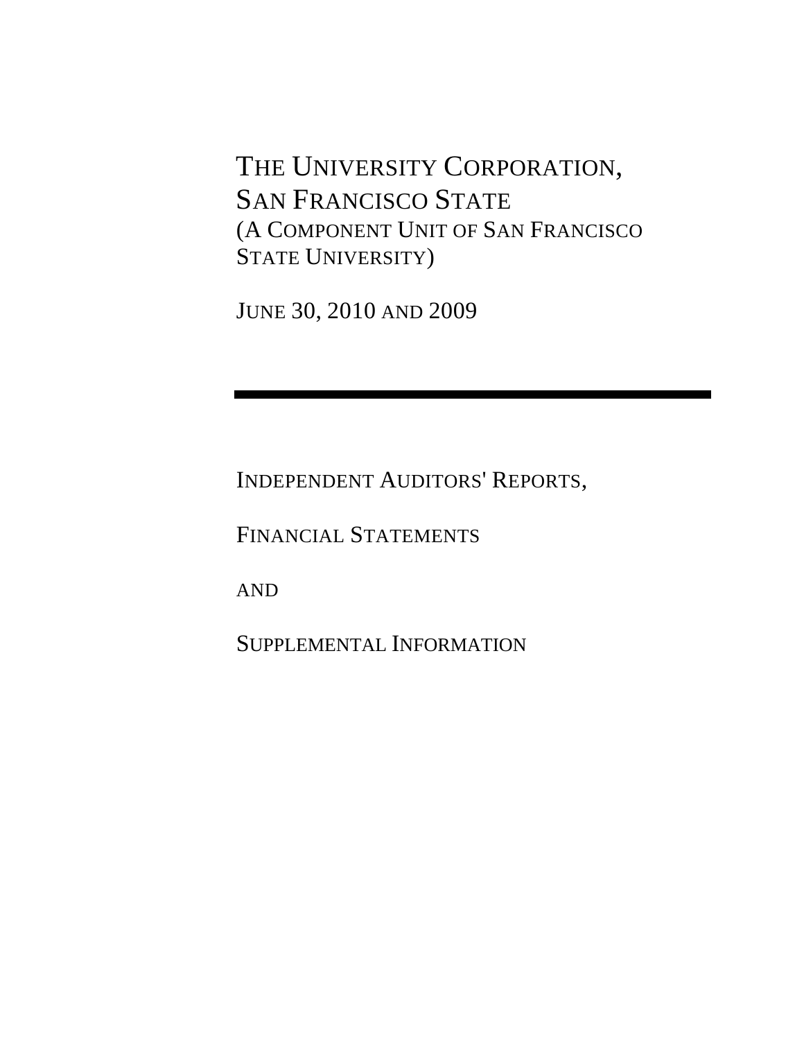# THE UNIVERSITY CORPORATION, SAN FRANCISCO STATE

(A COMPONENT UNIT OF SAN FRANCISCO STATE UNIVERSITY)

JUNE 30, 2010 AND 2009

---

INDEPENDENT AUDITORS' REPORTS,

FINANCIAL STATEMENTS

AND

SUPPLEMENTAL INFORMATION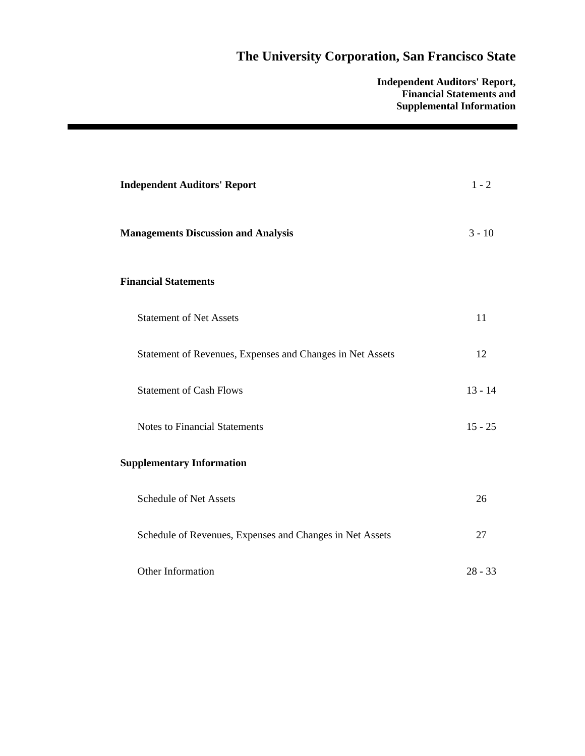# The University Corporation, San Francisco State

**Independent Auditors' Report, Financial Statements and Supplemental Information**

| | |
|---|---|
| **Independent Auditors' Report** | 1 - 2 |
| **Managements Discussion and Analysis** | 3 - 10 |
| **Financial Statements** | |
| Statement of Net Assets | 11 |
| Statement of Revenues, Expenses and Changes in Net Assets | 12 |
| Statement of Cash Flows | 13 - 14 |
| Notes to Financial Statements | 15 - 25 |
| **Supplementary Information** | |
| Schedule of Net Assets | 26 |
| Schedule of Revenues, Expenses and Changes in Net Assets | 27 |
| Other Information | 28 - 33 |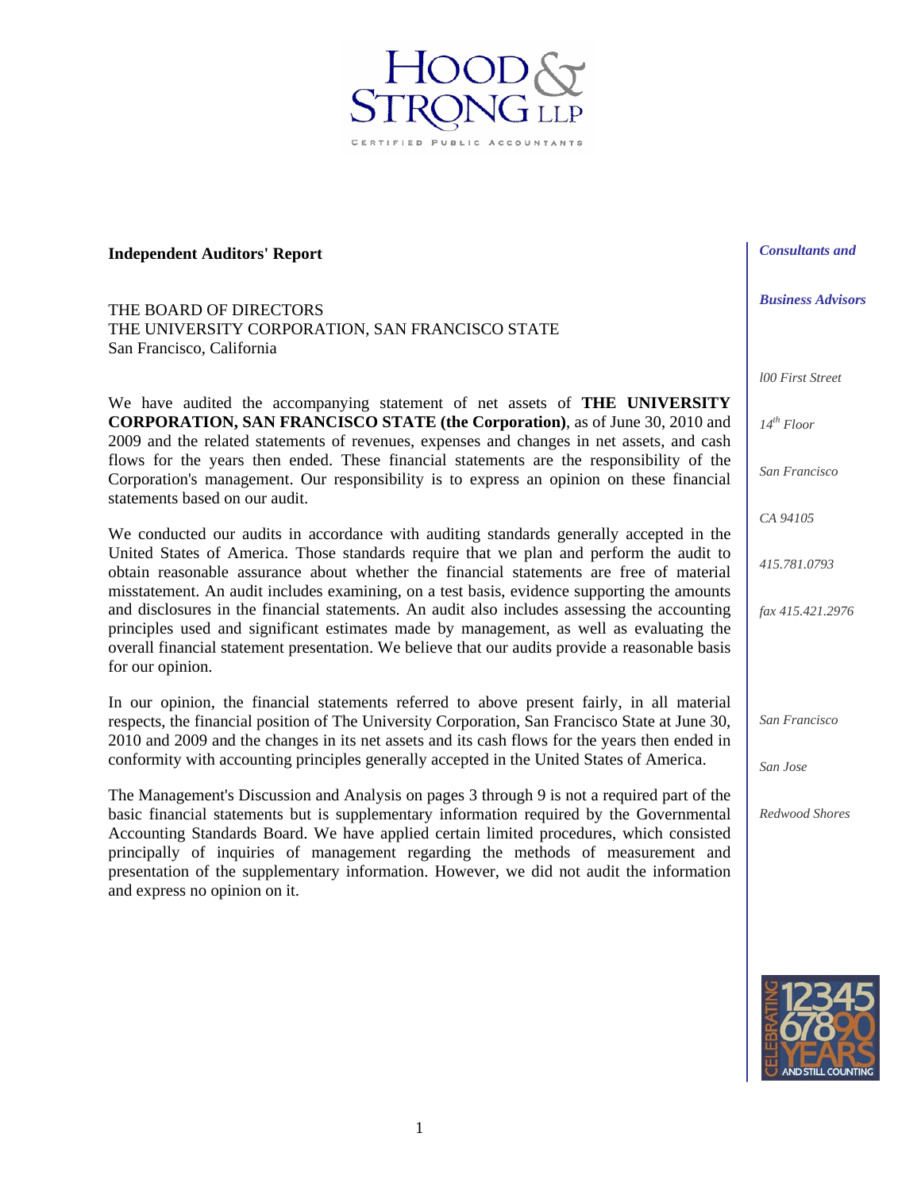HOOD & STRONG LLP

CERTIFIED PUBLIC ACCOUNTANTS

**Independent Auditors' Report**

THE BOARD OF DIRECTORS
THE UNIVERSITY CORPORATION, SAN FRANCISCO STATE
San Francisco, California

We have audited the accompanying statement of net assets of **THE UNIVERSITY CORPORATION, SAN FRANCISCO STATE (the Corporation)**, as of June 30, 2010 and 2009 and the related statements of revenues, expenses and changes in net assets, and cash flows for the years then ended. These financial statements are the responsibility of the Corporation's management. Our responsibility is to express an opinion on these financial statements based on our audit.

We conducted our audits in accordance with auditing standards generally accepted in the United States of America. Those standards require that we plan and perform the audit to obtain reasonable assurance about whether the financial statements are free of material misstatement. An audit includes examining, on a test basis, evidence supporting the amounts and disclosures in the financial statements. An audit also includes assessing the accounting principles used and significant estimates made by management, as well as evaluating the overall financial statement presentation. We believe that our audits provide a reasonable basis for our opinion.

In our opinion, the financial statements referred to above present fairly, in all material respects, the financial position of The University Corporation, San Francisco State at June 30, 2010 and 2009 and the changes in its net assets and its cash flows for the years then ended in conformity with accounting principles generally accepted in the United States of America.

The Management's Discussion and Analysis on pages 3 through 9 is not a required part of the basic financial statements but is supplementary information required by the Governmental Accounting Standards Board. We have applied certain limited procedures, which consisted principally of inquiries of management regarding the methods of measurement and presentation of the supplementary information. However, we did not audit the information and express no opinion on it.

*Consultants and*

*Business Advisors*

*l00 First Street*

*14th Floor*

*San Francisco*

*CA 94105*

*415.781.0793*

*fax 415.421.2976*

*San Francisco*

*San Jose*

*Redwood Shores*

CELEBRATING 1234567890 YEARS AND STILL COUNTING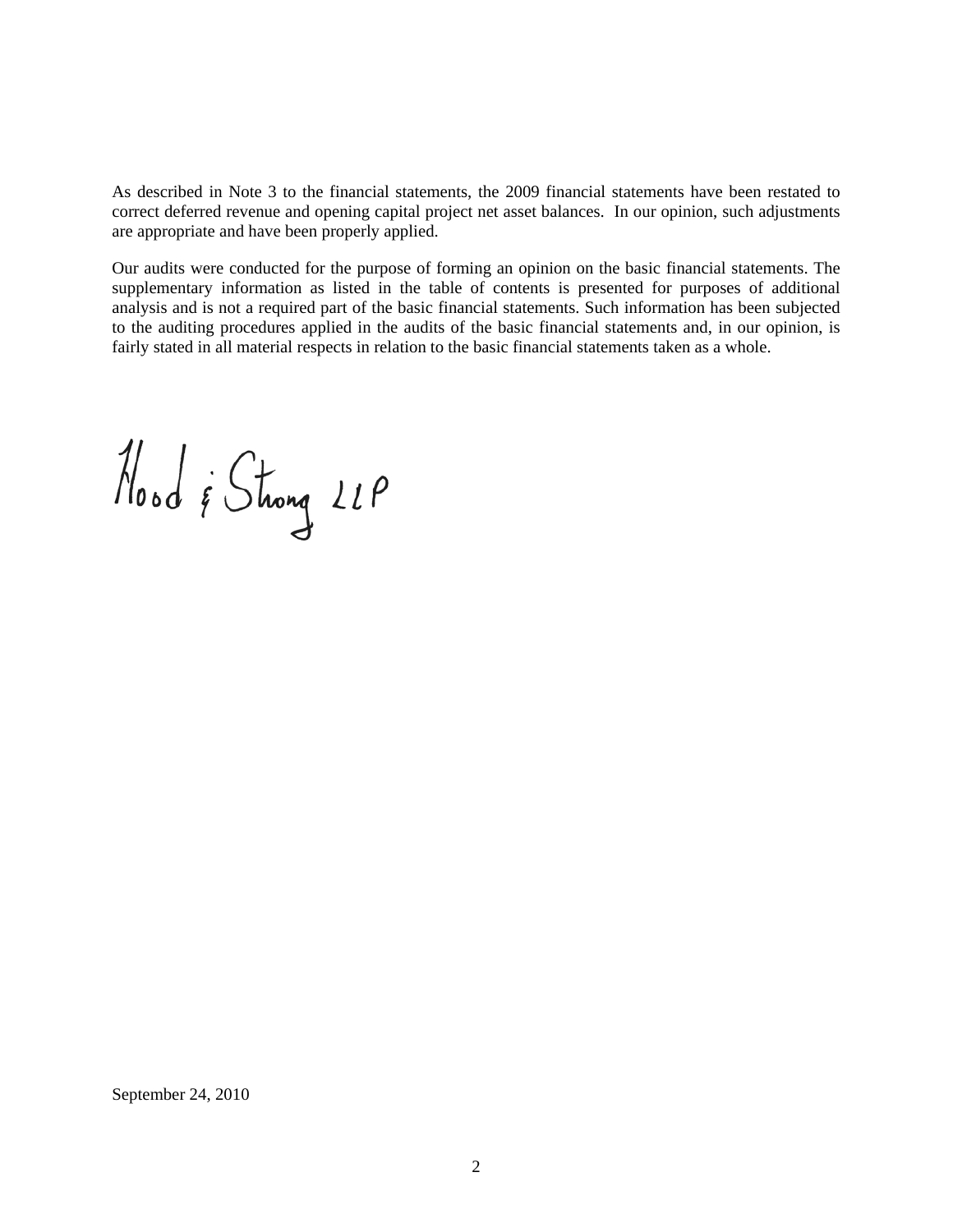As described in Note 3 to the financial statements, the 2009 financial statements have been restated to correct deferred revenue and opening capital project net asset balances. In our opinion, such adjustments are appropriate and have been properly applied.

Our audits were conducted for the purpose of forming an opinion on the basic financial statements. The supplementary information as listed in the table of contents is presented for purposes of additional analysis and is not a required part of the basic financial statements. Such information has been subjected to the auditing procedures applied in the audits of the basic financial statements and, in our opinion, is fairly stated in all material respects in relation to the basic financial statements taken as a whole.

Hood & Strong LLP

September 24, 2010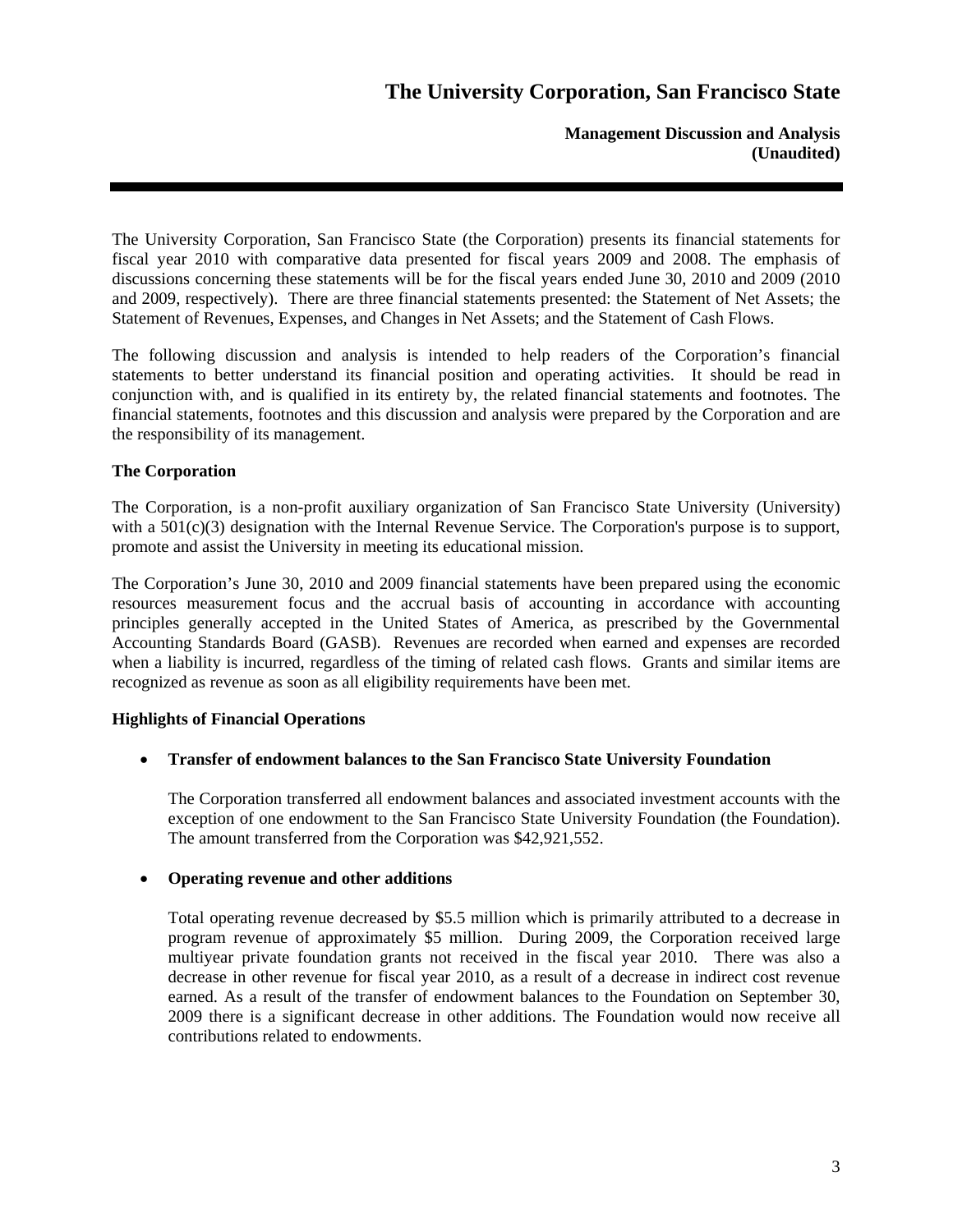# The University Corporation, San Francisco State

**Management Discussion and Analysis (Unaudited)**

The University Corporation, San Francisco State (the Corporation) presents its financial statements for fiscal year 2010 with comparative data presented for fiscal years 2009 and 2008. The emphasis of discussions concerning these statements will be for the fiscal years ended June 30, 2010 and 2009 (2010 and 2009, respectively). There are three financial statements presented: the Statement of Net Assets; the Statement of Revenues, Expenses, and Changes in Net Assets; and the Statement of Cash Flows.

The following discussion and analysis is intended to help readers of the Corporation's financial statements to better understand its financial position and operating activities. It should be read in conjunction with, and is qualified in its entirety by, the related financial statements and footnotes. The financial statements, footnotes and this discussion and analysis were prepared by the Corporation and are the responsibility of its management.

### The Corporation

The Corporation, is a non-profit auxiliary organization of San Francisco State University (University) with a 501(c)(3) designation with the Internal Revenue Service. The Corporation's purpose is to support, promote and assist the University in meeting its educational mission.

The Corporation's June 30, 2010 and 2009 financial statements have been prepared using the economic resources measurement focus and the accrual basis of accounting in accordance with accounting principles generally accepted in the United States of America, as prescribed by the Governmental Accounting Standards Board (GASB). Revenues are recorded when earned and expenses are recorded when a liability is incurred, regardless of the timing of related cash flows. Grants and similar items are recognized as revenue as soon as all eligibility requirements have been met.

### Highlights of Financial Operations

- **Transfer of endowment balances to the San Francisco State University Foundation**

  The Corporation transferred all endowment balances and associated investment accounts with the exception of one endowment to the San Francisco State University Foundation (the Foundation). The amount transferred from the Corporation was $42,921,552.

- **Operating revenue and other additions**

  Total operating revenue decreased by $5.5 million which is primarily attributed to a decrease in program revenue of approximately $5 million. During 2009, the Corporation received large multiyear private foundation grants not received in the fiscal year 2010. There was also a decrease in other revenue for fiscal year 2010, as a result of a decrease in indirect cost revenue earned. As a result of the transfer of endowment balances to the Foundation on September 30, 2009 there is a significant decrease in other additions. The Foundation would now receive all contributions related to endowments.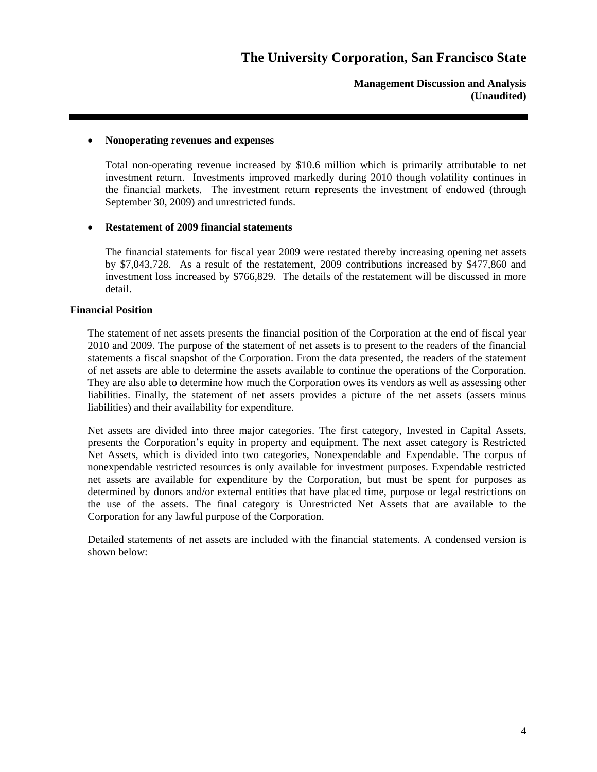- **Nonoperating revenues and expenses**

  Total non-operating revenue increased by $10.6 million which is primarily attributable to net investment return. Investments improved markedly during 2010 though volatility continues in the financial markets. The investment return represents the investment of endowed (through September 30, 2009) and unrestricted funds.

- **Restatement of 2009 financial statements**

  The financial statements for fiscal year 2009 were restated thereby increasing opening net assets by $7,043,728. As a result of the restatement, 2009 contributions increased by $477,860 and investment loss increased by $766,829. The details of the restatement will be discussed in more detail.

**Financial Position**

The statement of net assets presents the financial position of the Corporation at the end of fiscal year 2010 and 2009. The purpose of the statement of net assets is to present to the readers of the financial statements a fiscal snapshot of the Corporation. From the data presented, the readers of the statement of net assets are able to determine the assets available to continue the operations of the Corporation. They are also able to determine how much the Corporation owes its vendors as well as assessing other liabilities. Finally, the statement of net assets provides a picture of the net assets (assets minus liabilities) and their availability for expenditure.

Net assets are divided into three major categories. The first category, Invested in Capital Assets, presents the Corporation's equity in property and equipment. The next asset category is Restricted Net Assets, which is divided into two categories, Nonexpendable and Expendable. The corpus of nonexpendable restricted resources is only available for investment purposes. Expendable restricted net assets are available for expenditure by the Corporation, but must be spent for purposes as determined by donors and/or external entities that have placed time, purpose or legal restrictions on the use of the assets. The final category is Unrestricted Net Assets that are available to the Corporation for any lawful purpose of the Corporation.

Detailed statements of net assets are included with the financial statements. A condensed version is shown below: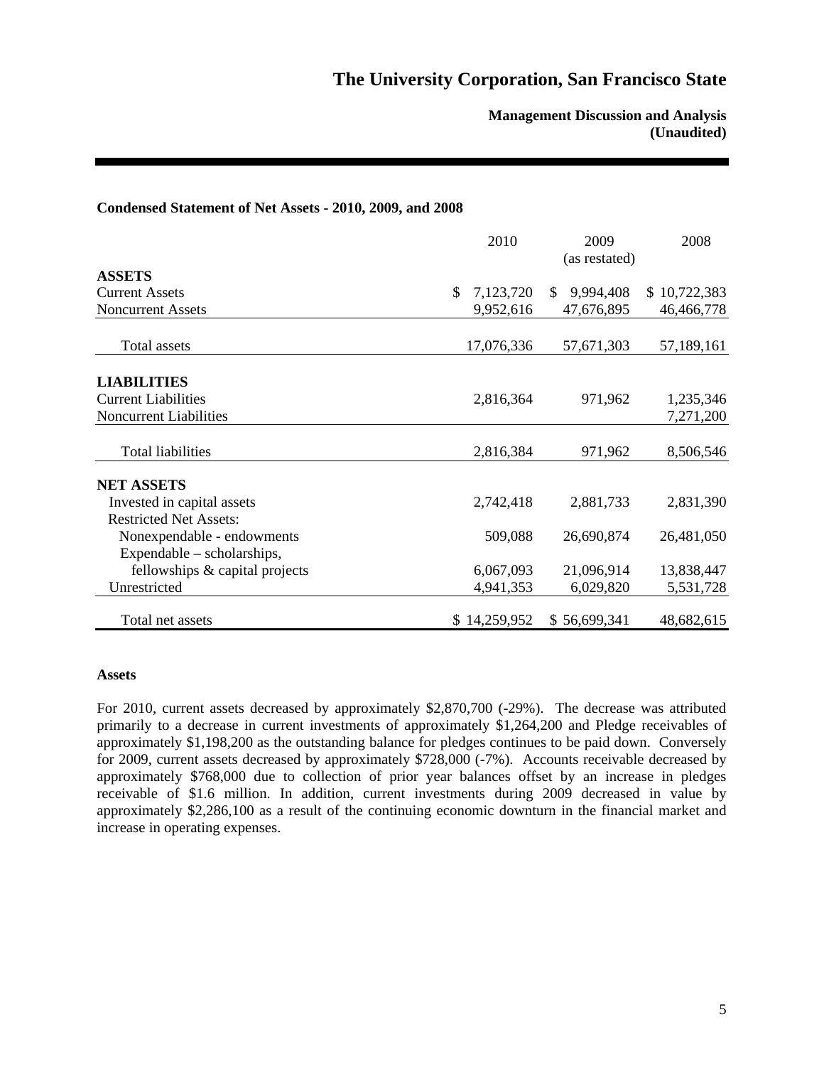# The University Corporation, San Francisco State

**Management Discussion and Analysis (Unaudited)**

**Condensed Statement of Net Assets - 2010, 2009, and 2008**

| | 2010 | 2009 (as restated) | 2008 |
|---|---|---|---|
| **ASSETS** | | | |
| Current Assets | $ 7,123,720 | $ 9,994,408 | $ 10,722,383 |
| Noncurrent Assets | 9,952,616 | 47,676,895 | 46,466,778 |
| Total assets | 17,076,336 | 57,671,303 | 57,189,161 |
| **LIABILITIES** | | | |
| Current Liabilities | 2,816,364 | 971,962 | 1,235,346 |
| Noncurrent Liabilities | | | 7,271,200 |
| Total liabilities | 2,816,384 | 971,962 | 8,506,546 |
| **NET ASSETS** | | | |
| Invested in capital assets | 2,742,418 | 2,881,733 | 2,831,390 |
| Restricted Net Assets: | | | |
| Nonexpendable - endowments | 509,088 | 26,690,874 | 26,481,050 |
| Expendable – scholarships, fellowships & capital projects | 6,067,093 | 21,096,914 | 13,838,447 |
| Unrestricted | 4,941,353 | 6,029,820 | 5,531,728 |
| Total net assets | $ 14,259,952 | $ 56,699,341 | 48,682,615 |

**Assets**

For 2010, current assets decreased by approximately $2,870,700 (-29%). The decrease was attributed primarily to a decrease in current investments of approximately $1,264,200 and Pledge receivables of approximately $1,198,200 as the outstanding balance for pledges continues to be paid down. Conversely for 2009, current assets decreased by approximately $728,000 (-7%). Accounts receivable decreased by approximately $768,000 due to collection of prior year balances offset by an increase in pledges receivable of $1.6 million. In addition, current investments during 2009 decreased in value by approximately $2,286,100 as a result of the continuing economic downturn in the financial market and increase in operating expenses.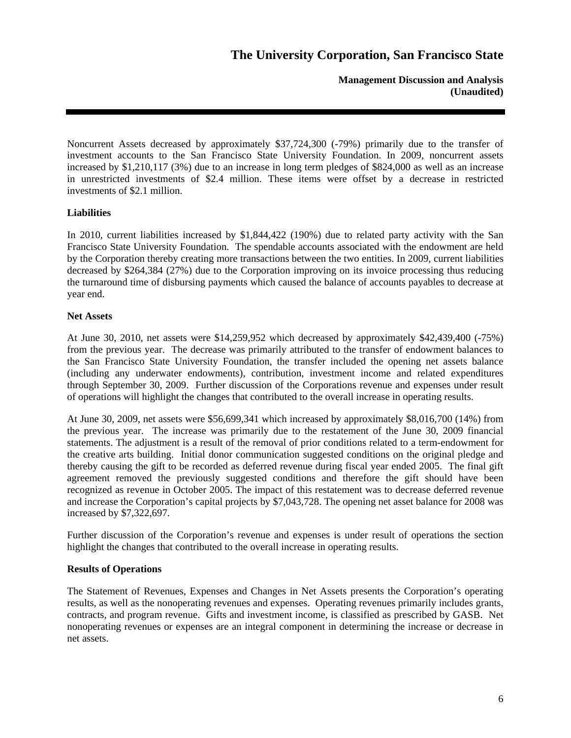Noncurrent Assets decreased by approximately $37,724,300 (-79%) primarily due to the transfer of investment accounts to the San Francisco State University Foundation. In 2009, noncurrent assets increased by $1,210,117 (3%) due to an increase in long term pledges of $824,000 as well as an increase in unrestricted investments of $2.4 million. These items were offset by a decrease in restricted investments of $2.1 million.

**Liabilities**

In 2010, current liabilities increased by $1,844,422 (190%) due to related party activity with the San Francisco State University Foundation. The spendable accounts associated with the endowment are held by the Corporation thereby creating more transactions between the two entities. In 2009, current liabilities decreased by $264,384 (27%) due to the Corporation improving on its invoice processing thus reducing the turnaround time of disbursing payments which caused the balance of accounts payables to decrease at year end.

**Net Assets**

At June 30, 2010, net assets were $14,259,952 which decreased by approximately $42,439,400 (-75%) from the previous year. The decrease was primarily attributed to the transfer of endowment balances to the San Francisco State University Foundation, the transfer included the opening net assets balance (including any underwater endowments), contribution, investment income and related expenditures through September 30, 2009. Further discussion of the Corporations revenue and expenses under result of operations will highlight the changes that contributed to the overall increase in operating results.

At June 30, 2009, net assets were $56,699,341 which increased by approximately $8,016,700 (14%) from the previous year. The increase was primarily due to the restatement of the June 30, 2009 financial statements. The adjustment is a result of the removal of prior conditions related to a term-endowment for the creative arts building. Initial donor communication suggested conditions on the original pledge and thereby causing the gift to be recorded as deferred revenue during fiscal year ended 2005. The final gift agreement removed the previously suggested conditions and therefore the gift should have been recognized as revenue in October 2005. The impact of this restatement was to decrease deferred revenue and increase the Corporation's capital projects by $7,043,728. The opening net asset balance for 2008 was increased by $7,322,697.

Further discussion of the Corporation's revenue and expenses is under result of operations the section highlight the changes that contributed to the overall increase in operating results.

**Results of Operations**

The Statement of Revenues, Expenses and Changes in Net Assets presents the Corporation's operating results, as well as the nonoperating revenues and expenses. Operating revenues primarily includes grants, contracts, and program revenue. Gifts and investment income, is classified as prescribed by GASB. Net nonoperating revenues or expenses are an integral component in determining the increase or decrease in net assets.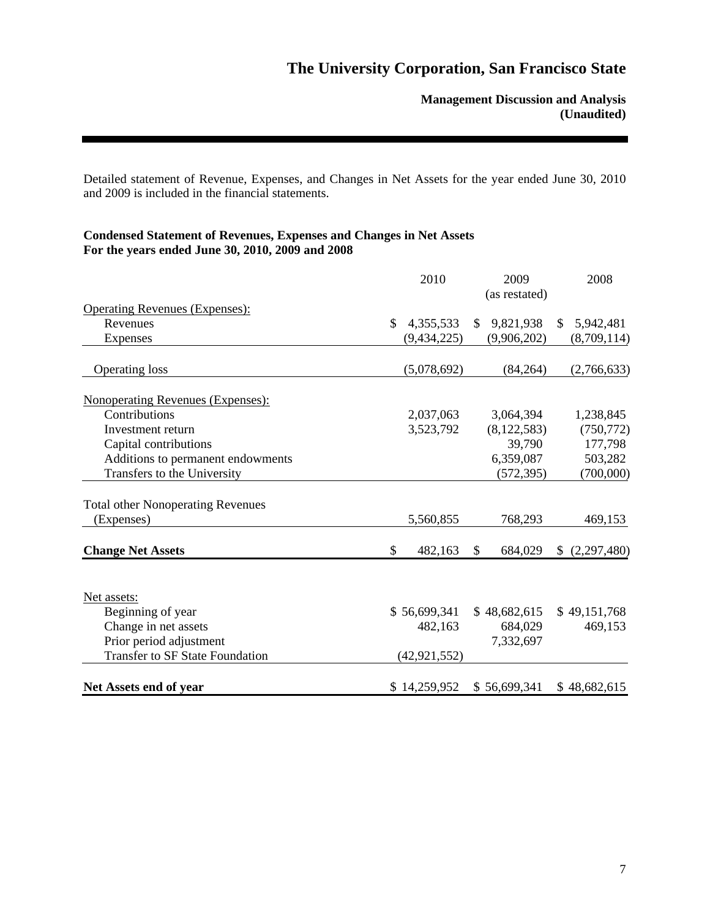Detailed statement of Revenue, Expenses, and Changes in Net Assets for the year ended June 30, 2010 and 2009 is included in the financial statements.

**Condensed Statement of Revenues, Expenses and Changes in Net Assets**
**For the years ended June 30, 2010, 2009 and 2008**

| | 2010 | 2009 (as restated) | 2008 |
|---|---|---|---|
| Operating Revenues (Expenses): | | | |
| Revenues | $ 4,355,533 | $ 9,821,938 | $ 5,942,481 |
| Expenses | (9,434,225) | (9,906,202) | (8,709,114) |
| Operating loss | (5,078,692) | (84,264) | (2,766,633) |
| Nonoperating Revenues (Expenses): | | | |
| Contributions | 2,037,063 | 3,064,394 | 1,238,845 |
| Investment return | 3,523,792 | (8,122,583) | (750,772) |
| Capital contributions | | 39,790 | 177,798 |
| Additions to permanent endowments | | 6,359,087 | 503,282 |
| Transfers to the University | | (572,395) | (700,000) |
| Total other Nonoperating Revenues (Expenses) | 5,560,855 | 768,293 | 469,153 |
| **Change Net Assets** | $ 482,163 | $ 684,029 | $ (2,297,480) |
| | | | |
| Net assets: | | | |
| Beginning of year | $ 56,699,341 | $ 48,682,615 | $ 49,151,768 |
| Change in net assets | 482,163 | 684,029 | 469,153 |
| Prior period adjustment | | 7,332,697 | |
| Transfer to SF State Foundation | (42,921,552) | | |
| **Net Assets end of year** | $ 14,259,952 | $ 56,699,341 | $ 48,682,615 |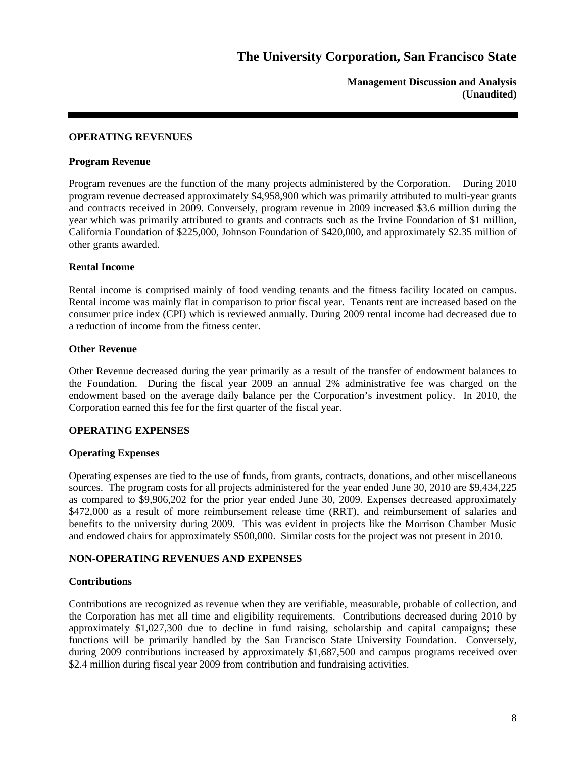## OPERATING REVENUES

### Program Revenue

Program revenues are the function of the many projects administered by the Corporation. During 2010 program revenue decreased approximately $4,958,900 which was primarily attributed to multi-year grants and contracts received in 2009. Conversely, program revenue in 2009 increased $3.6 million during the year which was primarily attributed to grants and contracts such as the Irvine Foundation of $1 million, California Foundation of $225,000, Johnson Foundation of $420,000, and approximately $2.35 million of other grants awarded.

### Rental Income

Rental income is comprised mainly of food vending tenants and the fitness facility located on campus. Rental income was mainly flat in comparison to prior fiscal year. Tenants rent are increased based on the consumer price index (CPI) which is reviewed annually. During 2009 rental income had decreased due to a reduction of income from the fitness center.

### Other Revenue

Other Revenue decreased during the year primarily as a result of the transfer of endowment balances to the Foundation. During the fiscal year 2009 an annual 2% administrative fee was charged on the endowment based on the average daily balance per the Corporation's investment policy. In 2010, the Corporation earned this fee for the first quarter of the fiscal year.

## OPERATING EXPENSES

### Operating Expenses

Operating expenses are tied to the use of funds, from grants, contracts, donations, and other miscellaneous sources. The program costs for all projects administered for the year ended June 30, 2010 are $9,434,225 as compared to $9,906,202 for the prior year ended June 30, 2009. Expenses decreased approximately $472,000 as a result of more reimbursement release time (RRT), and reimbursement of salaries and benefits to the university during 2009. This was evident in projects like the Morrison Chamber Music and endowed chairs for approximately $500,000. Similar costs for the project was not present in 2010.

## NON-OPERATING REVENUES AND EXPENSES

### Contributions

Contributions are recognized as revenue when they are verifiable, measurable, probable of collection, and the Corporation has met all time and eligibility requirements. Contributions decreased during 2010 by approximately $1,027,300 due to decline in fund raising, scholarship and capital campaigns; these functions will be primarily handled by the San Francisco State University Foundation. Conversely, during 2009 contributions increased by approximately $1,687,500 and campus programs received over $2.4 million during fiscal year 2009 from contribution and fundraising activities.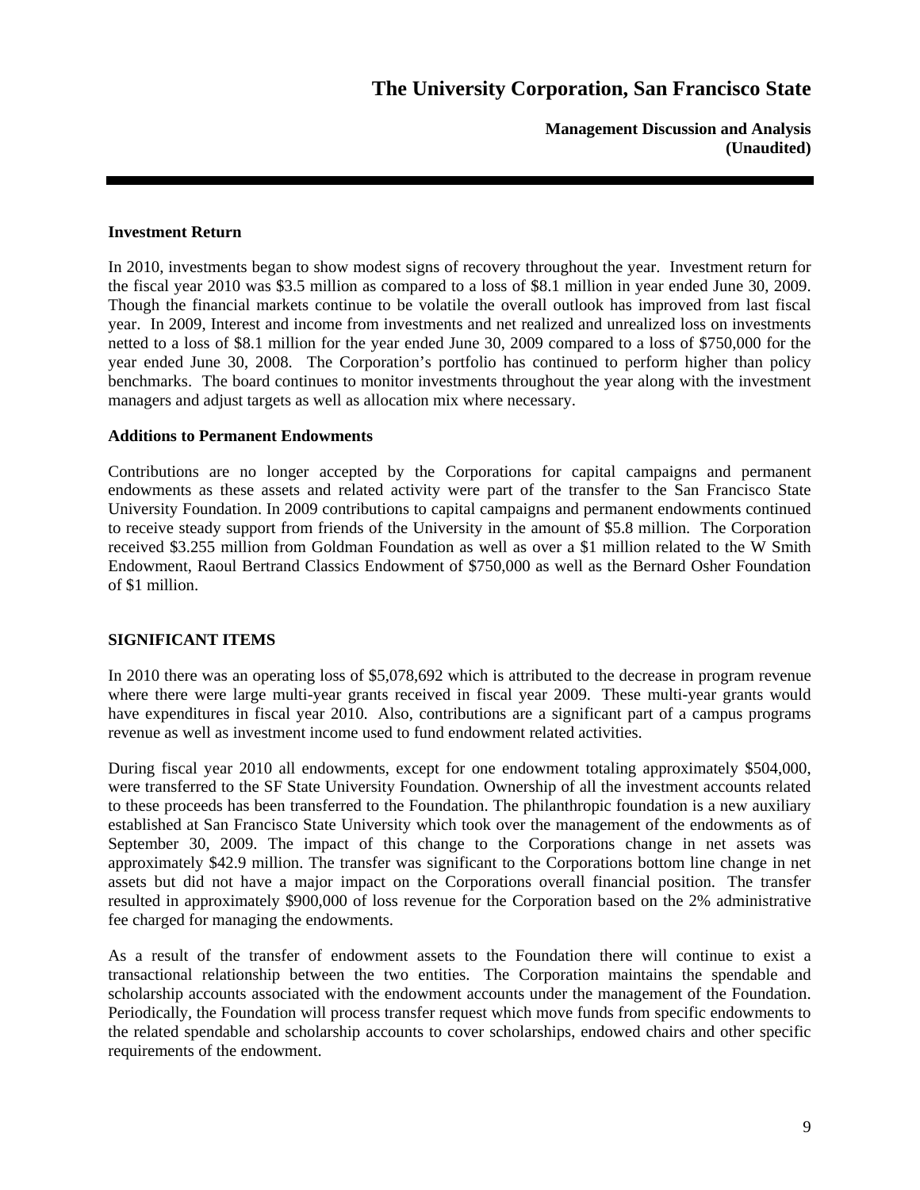### Investment Return

In 2010, investments began to show modest signs of recovery throughout the year. Investment return for the fiscal year 2010 was $3.5 million as compared to a loss of $8.1 million in year ended June 30, 2009. Though the financial markets continue to be volatile the overall outlook has improved from last fiscal year. In 2009, Interest and income from investments and net realized and unrealized loss on investments netted to a loss of $8.1 million for the year ended June 30, 2009 compared to a loss of $750,000 for the year ended June 30, 2008. The Corporation's portfolio has continued to perform higher than policy benchmarks. The board continues to monitor investments throughout the year along with the investment managers and adjust targets as well as allocation mix where necessary.

### Additions to Permanent Endowments

Contributions are no longer accepted by the Corporations for capital campaigns and permanent endowments as these assets and related activity were part of the transfer to the San Francisco State University Foundation. In 2009 contributions to capital campaigns and permanent endowments continued to receive steady support from friends of the University in the amount of $5.8 million. The Corporation received $3.255 million from Goldman Foundation as well as over a $1 million related to the W Smith Endowment, Raoul Bertrand Classics Endowment of $750,000 as well as the Bernard Osher Foundation of $1 million.

## SIGNIFICANT ITEMS

In 2010 there was an operating loss of $5,078,692 which is attributed to the decrease in program revenue where there were large multi-year grants received in fiscal year 2009. These multi-year grants would have expenditures in fiscal year 2010. Also, contributions are a significant part of a campus programs revenue as well as investment income used to fund endowment related activities.

During fiscal year 2010 all endowments, except for one endowment totaling approximately $504,000, were transferred to the SF State University Foundation. Ownership of all the investment accounts related to these proceeds has been transferred to the Foundation. The philanthropic foundation is a new auxiliary established at San Francisco State University which took over the management of the endowments as of September 30, 2009. The impact of this change to the Corporations change in net assets was approximately $42.9 million. The transfer was significant to the Corporations bottom line change in net assets but did not have a major impact on the Corporations overall financial position. The transfer resulted in approximately $900,000 of loss revenue for the Corporation based on the 2% administrative fee charged for managing the endowments.

As a result of the transfer of endowment assets to the Foundation there will continue to exist a transactional relationship between the two entities. The Corporation maintains the spendable and scholarship accounts associated with the endowment accounts under the management of the Foundation. Periodically, the Foundation will process transfer request which move funds from specific endowments to the related spendable and scholarship accounts to cover scholarships, endowed chairs and other specific requirements of the endowment.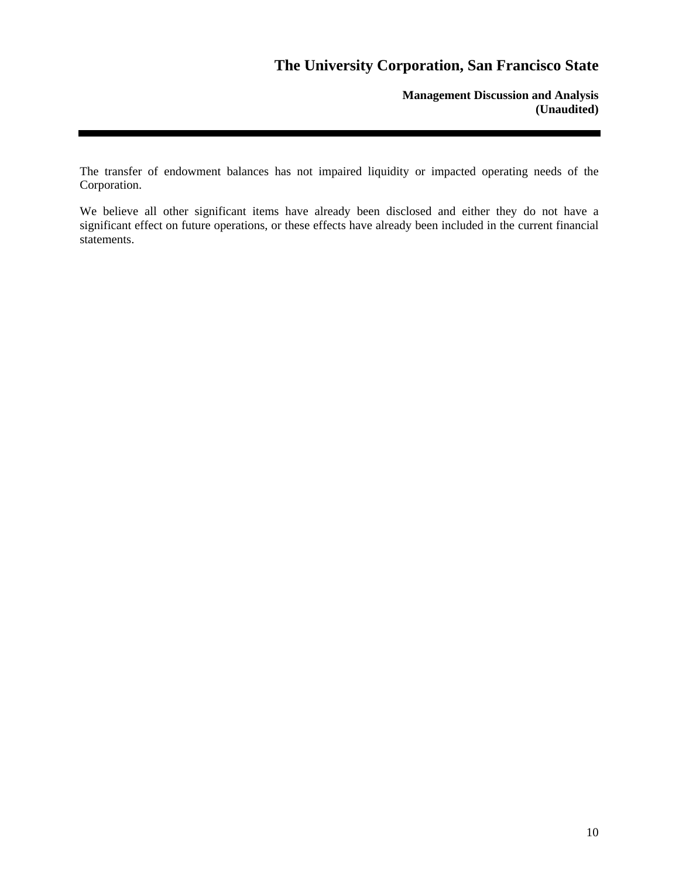The transfer of endowment balances has not impaired liquidity or impacted operating needs of the Corporation.

We believe all other significant items have already been disclosed and either they do not have a significant effect on future operations, or these effects have already been included in the current financial statements.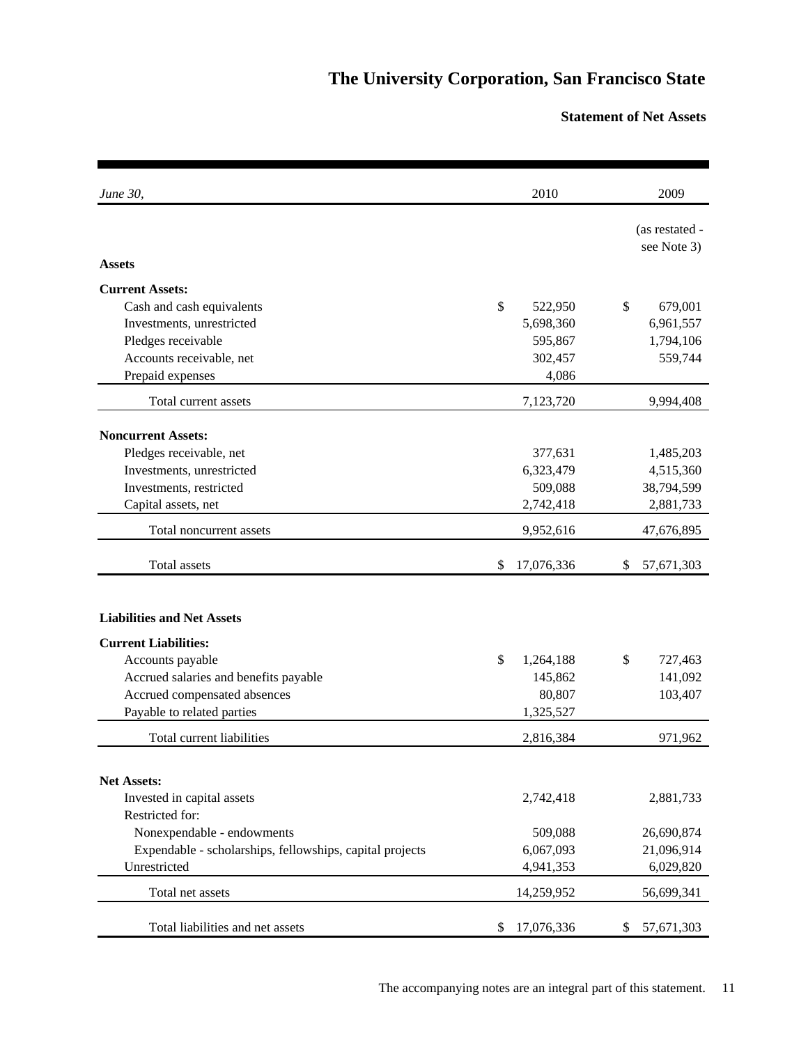# The University Corporation, San Francisco State

## Statement of Net Assets

| *June 30,* | 2010 | 2009 |
|---|---|---|
| | | (as restated - see Note 3) |
| **Assets** | | |
| **Current Assets:** | | |
| Cash and cash equivalents | $ 522,950 | $ 679,001 |
| Investments, unrestricted | 5,698,360 | 6,961,557 |
| Pledges receivable | 595,867 | 1,794,106 |
| Accounts receivable, net | 302,457 | 559,744 |
| Prepaid expenses | 4,086 | |
| Total current assets | 7,123,720 | 9,994,408 |
| **Noncurrent Assets:** | | |
| Pledges receivable, net | 377,631 | 1,485,203 |
| Investments, unrestricted | 6,323,479 | 4,515,360 |
| Investments, restricted | 509,088 | 38,794,599 |
| Capital assets, net | 2,742,418 | 2,881,733 |
| Total noncurrent assets | 9,952,616 | 47,676,895 |
| Total assets | $ 17,076,336 | $ 57,671,303 |
| **Liabilities and Net Assets** | | |
| **Current Liabilities:** | | |
| Accounts payable | $ 1,264,188 | $ 727,463 |
| Accrued salaries and benefits payable | 145,862 | 141,092 |
| Accrued compensated absences | 80,807 | 103,407 |
| Payable to related parties | 1,325,527 | |
| Total current liabilities | 2,816,384 | 971,962 |
| **Net Assets:** | | |
| Invested in capital assets | 2,742,418 | 2,881,733 |
| Restricted for: | | |
| Nonexpendable - endowments | 509,088 | 26,690,874 |
| Expendable - scholarships, fellowships, capital projects | 6,067,093 | 21,096,914 |
| Unrestricted | 4,941,353 | 6,029,820 |
| Total net assets | 14,259,952 | 56,699,341 |
| Total liabilities and net assets | $ 17,076,336 | $ 57,671,303 |

The accompanying notes are an integral part of this statement.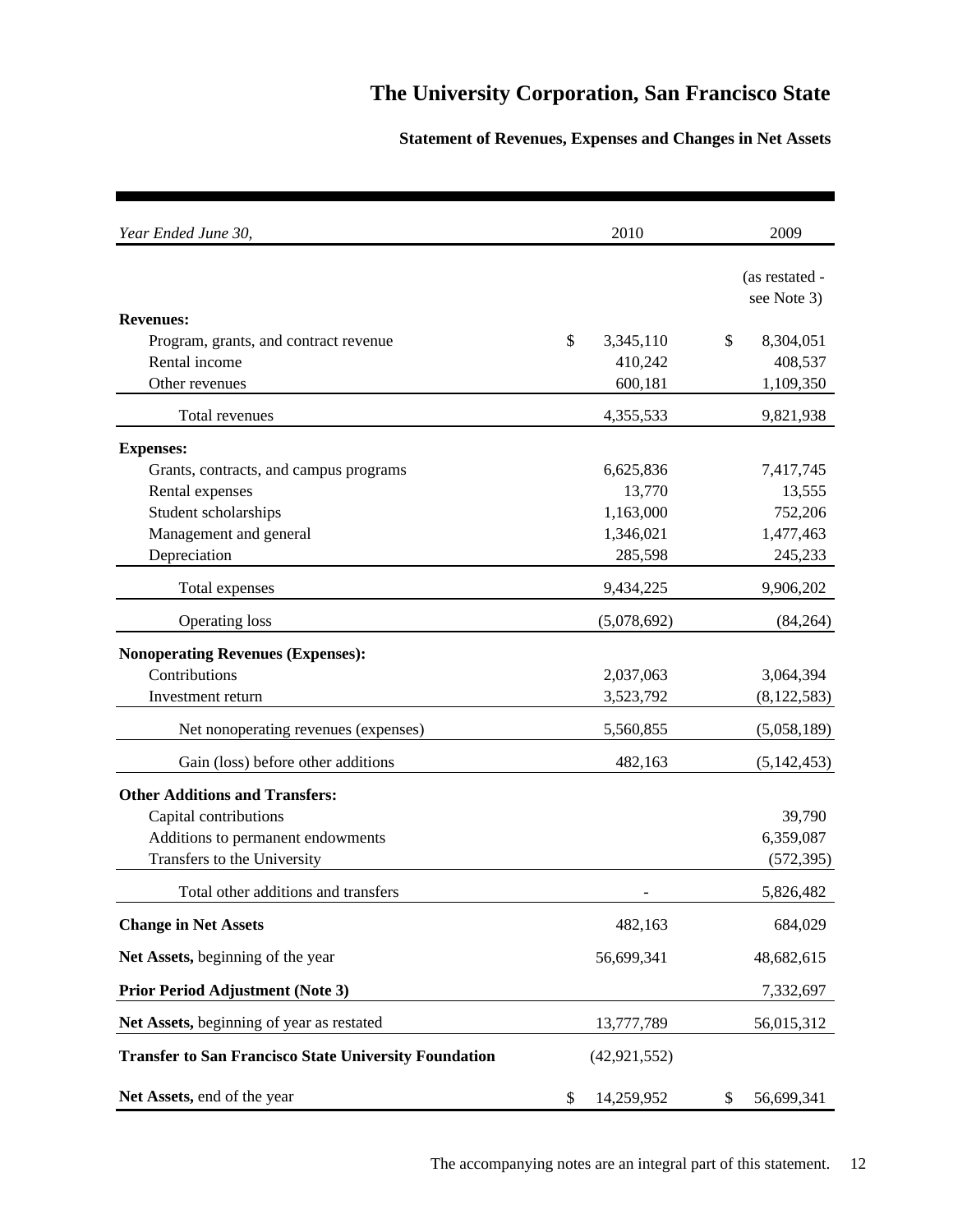# The University Corporation, San Francisco State

## Statement of Revenues, Expenses and Changes in Net Assets

| *Year Ended June 30,* | 2010 | 2009 |
|---|---|---|
| | | (as restated - see Note 3) |
| **Revenues:** | | |
| Program, grants, and contract revenue | $ 3,345,110 | $ 8,304,051 |
| Rental income | 410,242 | 408,537 |
| Other revenues | 600,181 | 1,109,350 |
| Total revenues | 4,355,533 | 9,821,938 |
| **Expenses:** | | |
| Grants, contracts, and campus programs | 6,625,836 | 7,417,745 |
| Rental expenses | 13,770 | 13,555 |
| Student scholarships | 1,163,000 | 752,206 |
| Management and general | 1,346,021 | 1,477,463 |
| Depreciation | 285,598 | 245,233 |
| Total expenses | 9,434,225 | 9,906,202 |
| Operating loss | (5,078,692) | (84,264) |
| **Nonoperating Revenues (Expenses):** | | |
| Contributions | 2,037,063 | 3,064,394 |
| Investment return | 3,523,792 | (8,122,583) |
| Net nonoperating revenues (expenses) | 5,560,855 | (5,058,189) |
| Gain (loss) before other additions | 482,163 | (5,142,453) |
| **Other Additions and Transfers:** | | |
| Capital contributions | | 39,790 |
| Additions to permanent endowments | | 6,359,087 |
| Transfers to the University | | (572,395) |
| Total other additions and transfers | - | 5,826,482 |
| **Change in Net Assets** | 482,163 | 684,029 |
| **Net Assets,** beginning of the year | 56,699,341 | 48,682,615 |
| **Prior Period Adjustment (Note 3)** | | 7,332,697 |
| **Net Assets,** beginning of year as restated | 13,777,789 | 56,015,312 |
| **Transfer to San Francisco State University Foundation** | (42,921,552) | |
| **Net Assets,** end of the year | $ 14,259,952 | $ 56,699,341 |

The accompanying notes are an integral part of this statement.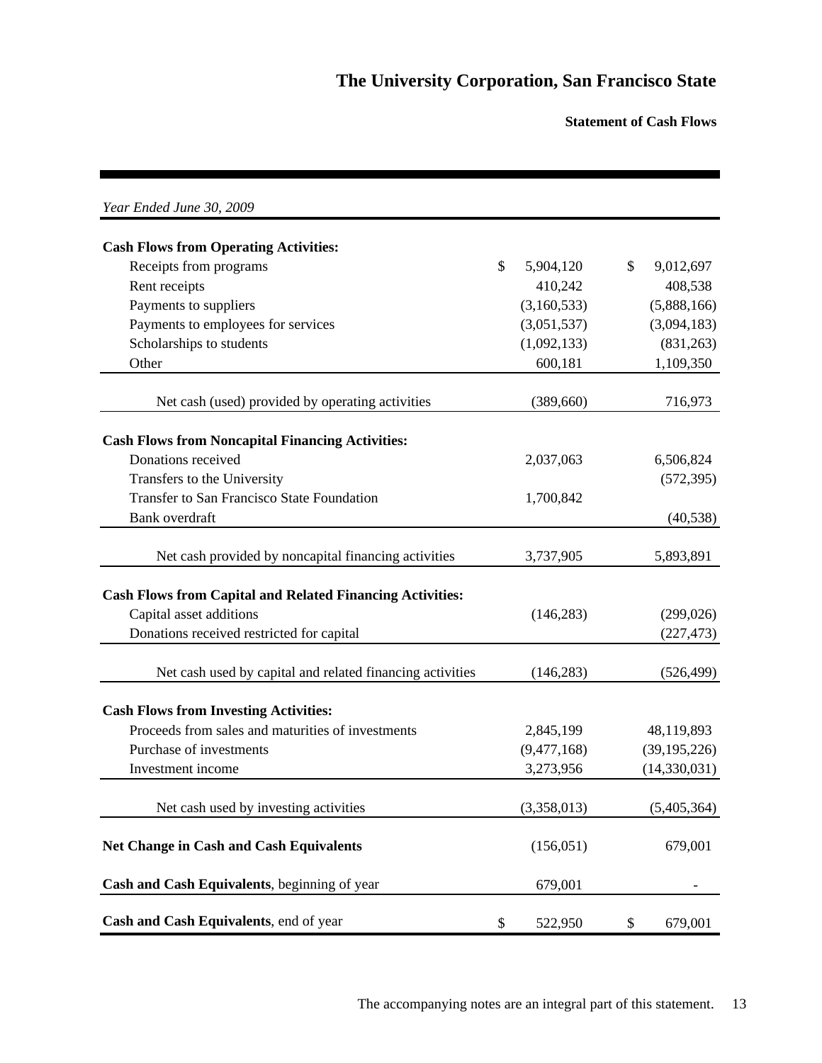# The University Corporation, San Francisco State

**Statement of Cash Flows**

*Year Ended June 30, 2009*

| | | |
|---|---|---|
| **Cash Flows from Operating Activities:** | | |
| Receipts from programs | $ 5,904,120 | $ 9,012,697 |
| Rent receipts | 410,242 | 408,538 |
| Payments to suppliers | (3,160,533) | (5,888,166) |
| Payments to employees for services | (3,051,537) | (3,094,183) |
| Scholarships to students | (1,092,133) | (831,263) |
| Other | 600,181 | 1,109,350 |
| Net cash (used) provided by operating activities | (389,660) | 716,973 |
| **Cash Flows from Noncapital Financing Activities:** | | |
| Donations received | 2,037,063 | 6,506,824 |
| Transfers to the University | | (572,395) |
| Transfer to San Francisco State Foundation | 1,700,842 | |
| Bank overdraft | | (40,538) |
| Net cash provided by noncapital financing activities | 3,737,905 | 5,893,891 |
| **Cash Flows from Capital and Related Financing Activities:** | | |
| Capital asset additions | (146,283) | (299,026) |
| Donations received restricted for capital | | (227,473) |
| Net cash used by capital and related financing activities | (146,283) | (526,499) |
| **Cash Flows from Investing Activities:** | | |
| Proceeds from sales and maturities of investments | 2,845,199 | 48,119,893 |
| Purchase of investments | (9,477,168) | (39,195,226) |
| Investment income | 3,273,956 | (14,330,031) |
| Net cash used by investing activities | (3,358,013) | (5,405,364) |
| **Net Change in Cash and Cash Equivalents** | (156,051) | 679,001 |
| **Cash and Cash Equivalents**, beginning of year | 679,001 | - |
| **Cash and Cash Equivalents**, end of year | $ 522,950 | $ 679,001 |

The accompanying notes are an integral part of this statement.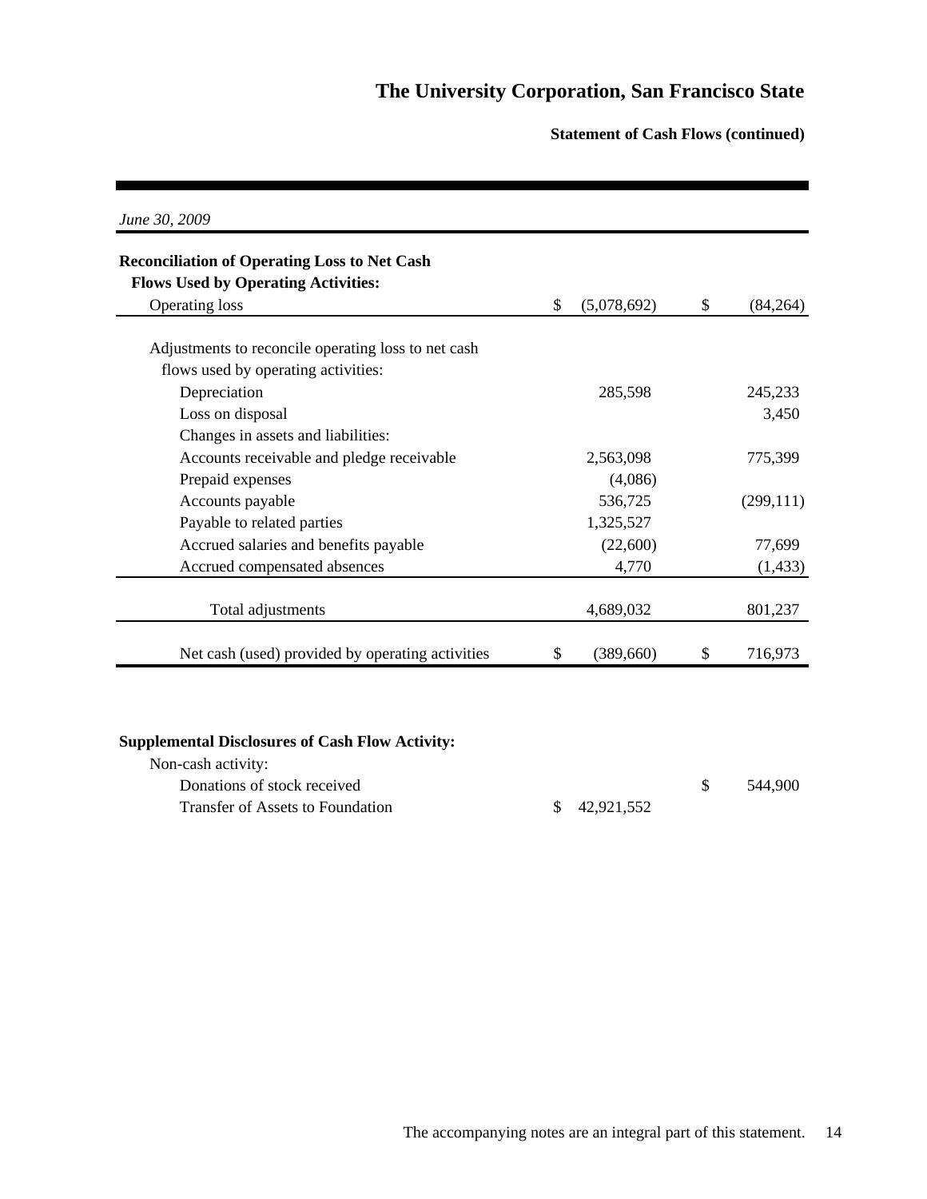# The University Corporation, San Francisco State

## Statement of Cash Flows (continued)

*June 30, 2009*

| | | |
|---|---|---|
| **Reconciliation of Operating Loss to Net Cash Flows Used by Operating Activities:** | | |
| Operating loss | $ (5,078,692) | $ (84,264) |
| Adjustments to reconcile operating loss to net cash flows used by operating activities: | | |
| Depreciation | 285,598 | 245,233 |
| Loss on disposal | | 3,450 |
| Changes in assets and liabilities: | | |
| Accounts receivable and pledge receivable | 2,563,098 | 775,399 |
| Prepaid expenses | (4,086) | |
| Accounts payable | 536,725 | (299,111) |
| Payable to related parties | 1,325,527 | |
| Accrued salaries and benefits payable | (22,600) | 77,699 |
| Accrued compensated absences | 4,770 | (1,433) |
| Total adjustments | 4,689,032 | 801,237 |
| Net cash (used) provided by operating activities | $ (389,660) | $ 716,973 |

| | | |
|---|---|---|
| **Supplemental Disclosures of Cash Flow Activity:** | | |
| Non-cash activity: | | |
| Donations of stock received | | $ 544,900 |
| Transfer of Assets to Foundation | $ 42,921,552 | |

The accompanying notes are an integral part of this statement.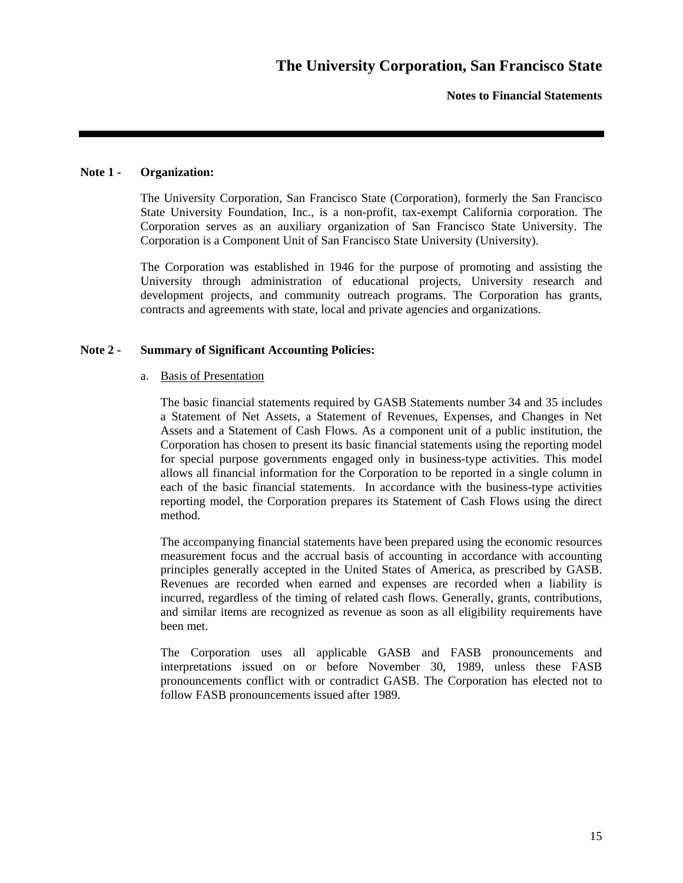## Note 1 - Organization:

The University Corporation, San Francisco State (Corporation), formerly the San Francisco State University Foundation, Inc., is a non-profit, tax-exempt California corporation. The Corporation serves as an auxiliary organization of San Francisco State University. The Corporation is a Component Unit of San Francisco State University (University).

The Corporation was established in 1946 for the purpose of promoting and assisting the University through administration of educational projects, University research and development projects, and community outreach programs. The Corporation has grants, contracts and agreements with state, local and private agencies and organizations.

## Note 2 - Summary of Significant Accounting Policies:

a. Basis of Presentation

The basic financial statements required by GASB Statements number 34 and 35 includes a Statement of Net Assets, a Statement of Revenues, Expenses, and Changes in Net Assets and a Statement of Cash Flows. As a component unit of a public institution, the Corporation has chosen to present its basic financial statements using the reporting model for special purpose governments engaged only in business-type activities. This model allows all financial information for the Corporation to be reported in a single column in each of the basic financial statements. In accordance with the business-type activities reporting model, the Corporation prepares its Statement of Cash Flows using the direct method.

The accompanying financial statements have been prepared using the economic resources measurement focus and the accrual basis of accounting in accordance with accounting principles generally accepted in the United States of America, as prescribed by GASB. Revenues are recorded when earned and expenses are recorded when a liability is incurred, regardless of the timing of related cash flows. Generally, grants, contributions, and similar items are recognized as revenue as soon as all eligibility requirements have been met.

The Corporation uses all applicable GASB and FASB pronouncements and interpretations issued on or before November 30, 1989, unless these FASB pronouncements conflict with or contradict GASB. The Corporation has elected not to follow FASB pronouncements issued after 1989.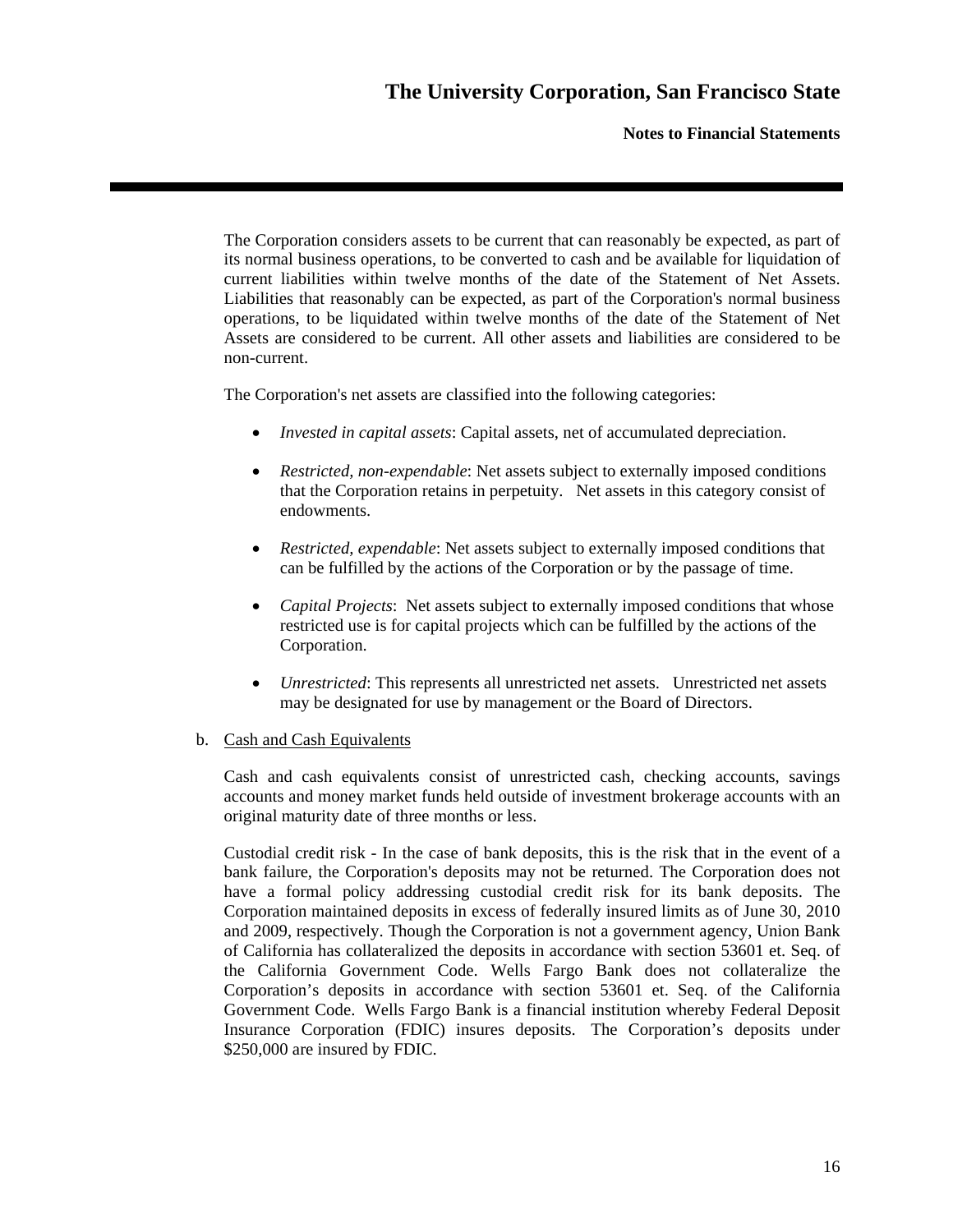The Corporation considers assets to be current that can reasonably be expected, as part of its normal business operations, to be converted to cash and be available for liquidation of current liabilities within twelve months of the date of the Statement of Net Assets. Liabilities that reasonably can be expected, as part of the Corporation's normal business operations, to be liquidated within twelve months of the date of the Statement of Net Assets are considered to be current. All other assets and liabilities are considered to be non-current.

The Corporation's net assets are classified into the following categories:

- *Invested in capital assets*: Capital assets, net of accumulated depreciation.
- *Restricted, non-expendable*: Net assets subject to externally imposed conditions that the Corporation retains in perpetuity. Net assets in this category consist of endowments.
- *Restricted, expendable*: Net assets subject to externally imposed conditions that can be fulfilled by the actions of the Corporation or by the passage of time.
- *Capital Projects*: Net assets subject to externally imposed conditions that whose restricted use is for capital projects which can be fulfilled by the actions of the Corporation.
- *Unrestricted*: This represents all unrestricted net assets. Unrestricted net assets may be designated for use by management or the Board of Directors.

b. Cash and Cash Equivalents

Cash and cash equivalents consist of unrestricted cash, checking accounts, savings accounts and money market funds held outside of investment brokerage accounts with an original maturity date of three months or less.

Custodial credit risk - In the case of bank deposits, this is the risk that in the event of a bank failure, the Corporation's deposits may not be returned. The Corporation does not have a formal policy addressing custodial credit risk for its bank deposits. The Corporation maintained deposits in excess of federally insured limits as of June 30, 2010 and 2009, respectively. Though the Corporation is not a government agency, Union Bank of California has collateralized the deposits in accordance with section 53601 et. Seq. of the California Government Code. Wells Fargo Bank does not collateralize the Corporation's deposits in accordance with section 53601 et. Seq. of the California Government Code. Wells Fargo Bank is a financial institution whereby Federal Deposit Insurance Corporation (FDIC) insures deposits. The Corporation's deposits under $250,000 are insured by FDIC.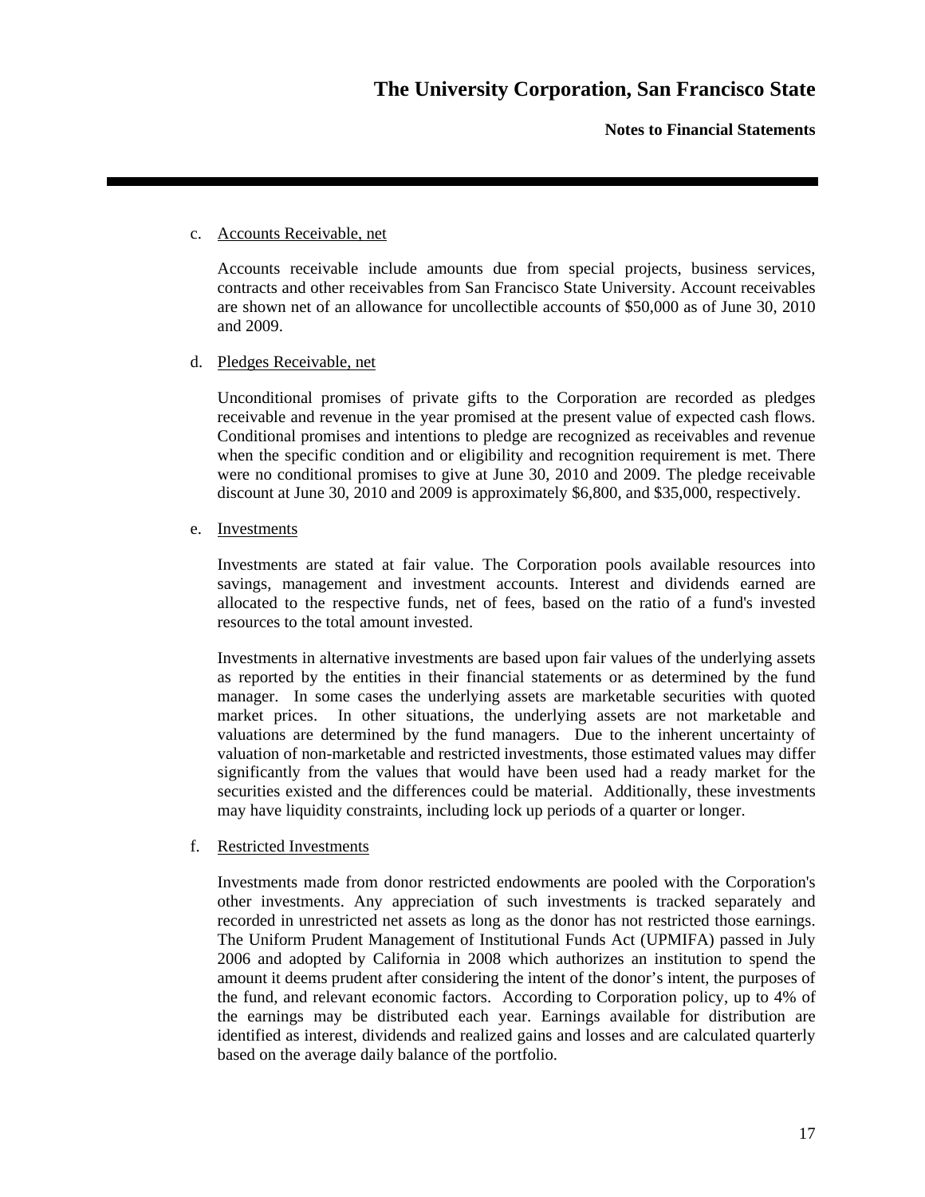c. Accounts Receivable, net

Accounts receivable include amounts due from special projects, business services, contracts and other receivables from San Francisco State University. Account receivables are shown net of an allowance for uncollectible accounts of $50,000 as of June 30, 2010 and 2009.

d. Pledges Receivable, net

Unconditional promises of private gifts to the Corporation are recorded as pledges receivable and revenue in the year promised at the present value of expected cash flows. Conditional promises and intentions to pledge are recognized as receivables and revenue when the specific condition and or eligibility and recognition requirement is met. There were no conditional promises to give at June 30, 2010 and 2009. The pledge receivable discount at June 30, 2010 and 2009 is approximately $6,800, and $35,000, respectively.

e. Investments

Investments are stated at fair value. The Corporation pools available resources into savings, management and investment accounts. Interest and dividends earned are allocated to the respective funds, net of fees, based on the ratio of a fund's invested resources to the total amount invested.

Investments in alternative investments are based upon fair values of the underlying assets as reported by the entities in their financial statements or as determined by the fund manager. In some cases the underlying assets are marketable securities with quoted market prices. In other situations, the underlying assets are not marketable and valuations are determined by the fund managers. Due to the inherent uncertainty of valuation of non-marketable and restricted investments, those estimated values may differ significantly from the values that would have been used had a ready market for the securities existed and the differences could be material. Additionally, these investments may have liquidity constraints, including lock up periods of a quarter or longer.

f. Restricted Investments

Investments made from donor restricted endowments are pooled with the Corporation's other investments. Any appreciation of such investments is tracked separately and recorded in unrestricted net assets as long as the donor has not restricted those earnings. The Uniform Prudent Management of Institutional Funds Act (UPMIFA) passed in July 2006 and adopted by California in 2008 which authorizes an institution to spend the amount it deems prudent after considering the intent of the donor's intent, the purposes of the fund, and relevant economic factors. According to Corporation policy, up to 4% of the earnings may be distributed each year. Earnings available for distribution are identified as interest, dividends and realized gains and losses and are calculated quarterly based on the average daily balance of the portfolio.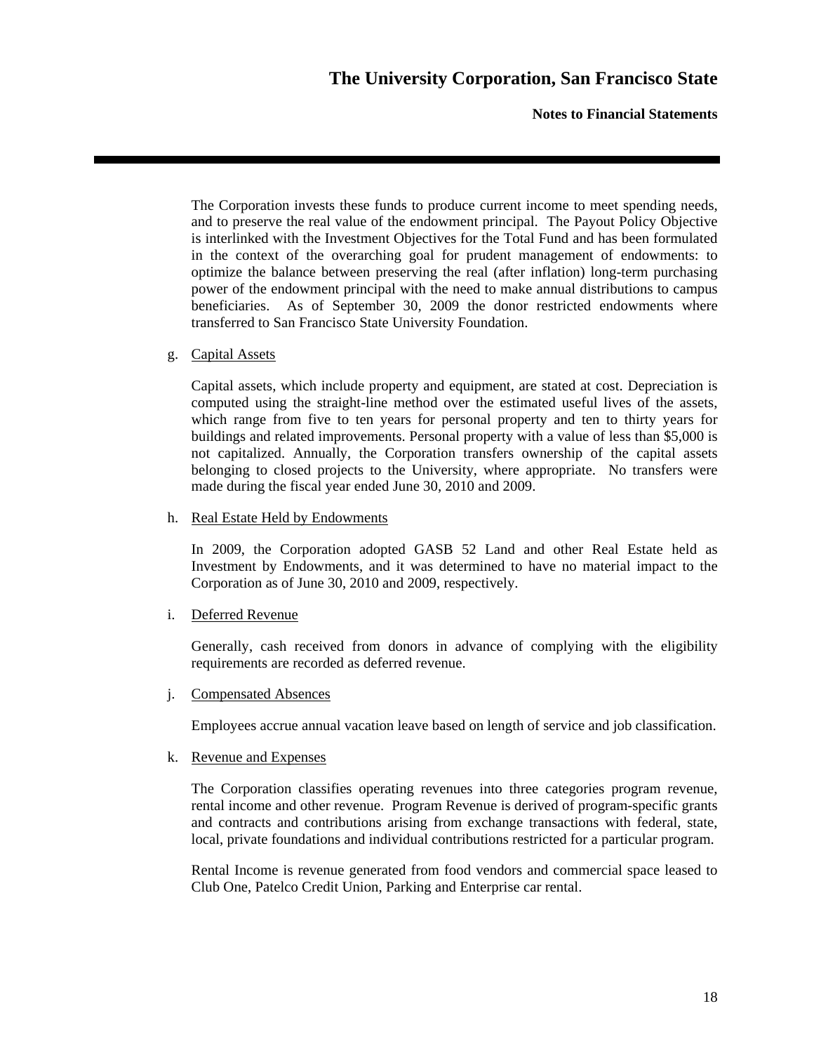The Corporation invests these funds to produce current income to meet spending needs, and to preserve the real value of the endowment principal. The Payout Policy Objective is interlinked with the Investment Objectives for the Total Fund and has been formulated in the context of the overarching goal for prudent management of endowments: to optimize the balance between preserving the real (after inflation) long-term purchasing power of the endowment principal with the need to make annual distributions to campus beneficiaries. As of September 30, 2009 the donor restricted endowments where transferred to San Francisco State University Foundation.

g. Capital Assets

Capital assets, which include property and equipment, are stated at cost. Depreciation is computed using the straight-line method over the estimated useful lives of the assets, which range from five to ten years for personal property and ten to thirty years for buildings and related improvements. Personal property with a value of less than $5,000 is not capitalized. Annually, the Corporation transfers ownership of the capital assets belonging to closed projects to the University, where appropriate. No transfers were made during the fiscal year ended June 30, 2010 and 2009.

h. Real Estate Held by Endowments

In 2009, the Corporation adopted GASB 52 Land and other Real Estate held as Investment by Endowments, and it was determined to have no material impact to the Corporation as of June 30, 2010 and 2009, respectively.

i. Deferred Revenue

Generally, cash received from donors in advance of complying with the eligibility requirements are recorded as deferred revenue.

j. Compensated Absences

Employees accrue annual vacation leave based on length of service and job classification.

k. Revenue and Expenses

The Corporation classifies operating revenues into three categories program revenue, rental income and other revenue. Program Revenue is derived of program-specific grants and contracts and contributions arising from exchange transactions with federal, state, local, private foundations and individual contributions restricted for a particular program.

Rental Income is revenue generated from food vendors and commercial space leased to Club One, Patelco Credit Union, Parking and Enterprise car rental.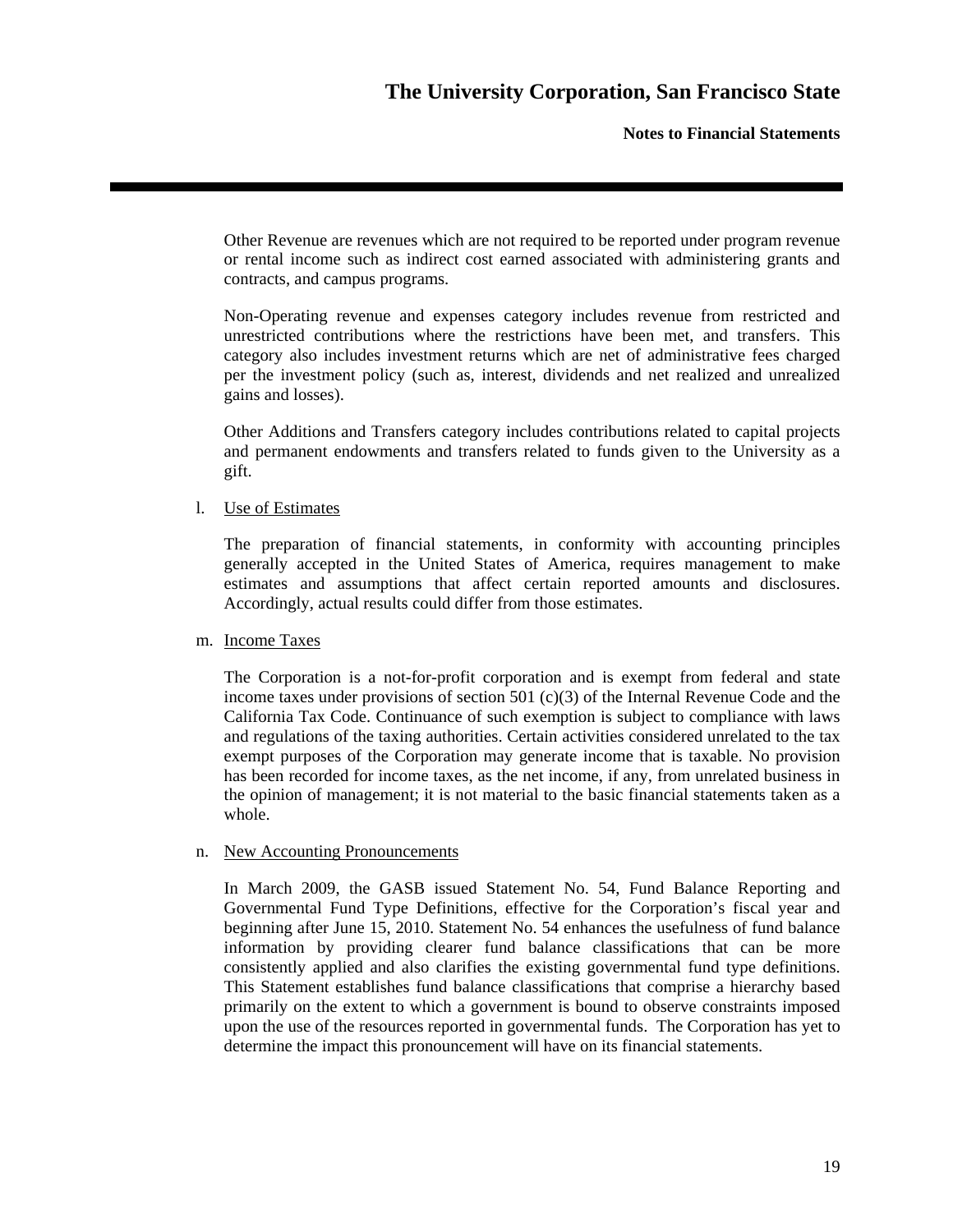Other Revenue are revenues which are not required to be reported under program revenue or rental income such as indirect cost earned associated with administering grants and contracts, and campus programs.

Non-Operating revenue and expenses category includes revenue from restricted and unrestricted contributions where the restrictions have been met, and transfers. This category also includes investment returns which are net of administrative fees charged per the investment policy (such as, interest, dividends and net realized and unrealized gains and losses).

Other Additions and Transfers category includes contributions related to capital projects and permanent endowments and transfers related to funds given to the University as a gift.

l. Use of Estimates

The preparation of financial statements, in conformity with accounting principles generally accepted in the United States of America, requires management to make estimates and assumptions that affect certain reported amounts and disclosures. Accordingly, actual results could differ from those estimates.

m. Income Taxes

The Corporation is a not-for-profit corporation and is exempt from federal and state income taxes under provisions of section 501 (c)(3) of the Internal Revenue Code and the California Tax Code. Continuance of such exemption is subject to compliance with laws and regulations of the taxing authorities. Certain activities considered unrelated to the tax exempt purposes of the Corporation may generate income that is taxable. No provision has been recorded for income taxes, as the net income, if any, from unrelated business in the opinion of management; it is not material to the basic financial statements taken as a whole.

n. New Accounting Pronouncements

In March 2009, the GASB issued Statement No. 54, Fund Balance Reporting and Governmental Fund Type Definitions, effective for the Corporation's fiscal year and beginning after June 15, 2010. Statement No. 54 enhances the usefulness of fund balance information by providing clearer fund balance classifications that can be more consistently applied and also clarifies the existing governmental fund type definitions. This Statement establishes fund balance classifications that comprise a hierarchy based primarily on the extent to which a government is bound to observe constraints imposed upon the use of the resources reported in governmental funds. The Corporation has yet to determine the impact this pronouncement will have on its financial statements.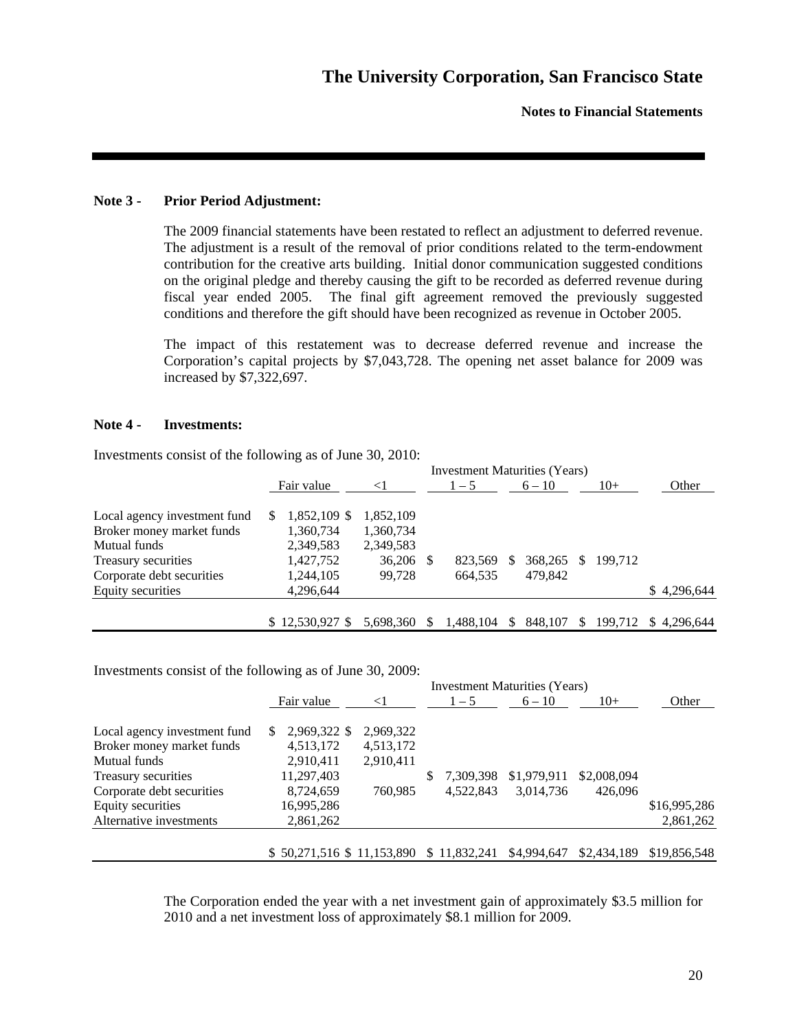## Note 3 - Prior Period Adjustment:

The 2009 financial statements have been restated to reflect an adjustment to deferred revenue. The adjustment is a result of the removal of prior conditions related to the term-endowment contribution for the creative arts building. Initial donor communication suggested conditions on the original pledge and thereby causing the gift to be recorded as deferred revenue during fiscal year ended 2005. The final gift agreement removed the previously suggested conditions and therefore the gift should have been recognized as revenue in October 2005.

The impact of this restatement was to decrease deferred revenue and increase the Corporation's capital projects by $7,043,728. The opening net asset balance for 2009 was increased by $7,322,697.

## Note 4 - Investments:

Investments consist of the following as of June 30, 2010:

| | | Investment Maturities (Years) | | | | |
|---|---|---|---|---|---|---|
| | Fair value | <1 | 1 – 5 | 6 – 10 | 10+ | Other |
| Local agency investment fund | $ 1,852,109 | $ 1,852,109 | | | | |
| Broker money market funds | 1,360,734 | 1,360,734 | | | | |
| Mutual funds | 2,349,583 | 2,349,583 | | | | |
| Treasury securities | 1,427,752 | 36,206 | $ 823,569 | $ 368,265 | $ 199,712 | |
| Corporate debt securities | 1,244,105 | 99,728 | 664,535 | 479,842 | | |
| Equity securities | 4,296,644 | | | | | $ 4,296,644 |
| | $ 12,530,927 | $ 5,698,360 | $ 1,488,104 | $ 848,107 | $ 199,712 | $ 4,296,644 |

Investments consist of the following as of June 30, 2009:

| | | Investment Maturities (Years) | | | | |
|---|---|---|---|---|---|---|
| | Fair value | <1 | 1 – 5 | 6 – 10 | 10+ | Other |
| Local agency investment fund | $ 2,969,322 | $ 2,969,322 | | | | |
| Broker money market funds | 4,513,172 | 4,513,172 | | | | |
| Mutual funds | 2,910,411 | 2,910,411 | | | | |
| Treasury securities | 11,297,403 | | $ 7,309,398 | $1,979,911 | $2,008,094 | |
| Corporate debt securities | 8,724,659 | 760,985 | 4,522,843 | 3,014,736 | 426,096 | |
| Equity securities | 16,995,286 | | | | | $16,995,286 |
| Alternative investments | 2,861,262 | | | | | 2,861,262 |
| | $ 50,271,516 | $ 11,153,890 | $ 11,832,241 | $4,994,647 | $2,434,189 | $19,856,548 |

The Corporation ended the year with a net investment gain of approximately $3.5 million for 2010 and a net investment loss of approximately $8.1 million for 2009.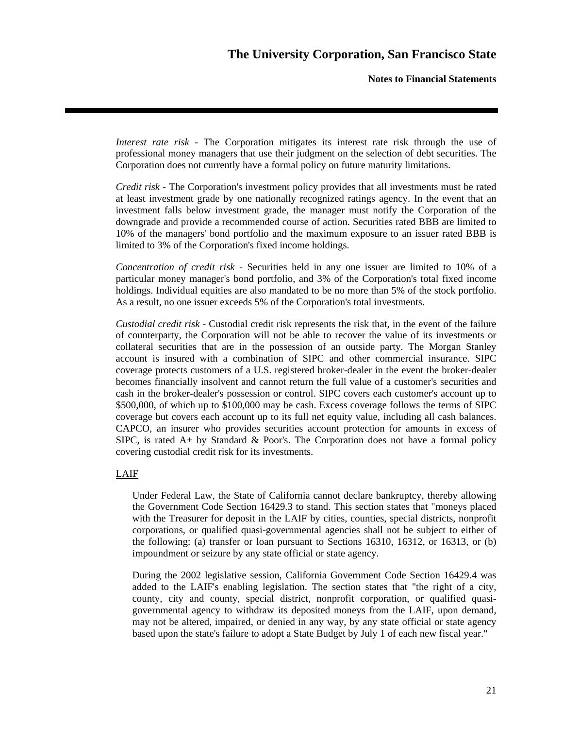*Interest rate risk* - The Corporation mitigates its interest rate risk through the use of professional money managers that use their judgment on the selection of debt securities. The Corporation does not currently have a formal policy on future maturity limitations.

*Credit risk* - The Corporation's investment policy provides that all investments must be rated at least investment grade by one nationally recognized ratings agency. In the event that an investment falls below investment grade, the manager must notify the Corporation of the downgrade and provide a recommended course of action. Securities rated BBB are limited to 10% of the managers' bond portfolio and the maximum exposure to an issuer rated BBB is limited to 3% of the Corporation's fixed income holdings.

*Concentration of credit risk* - Securities held in any one issuer are limited to 10% of a particular money manager's bond portfolio, and 3% of the Corporation's total fixed income holdings. Individual equities are also mandated to be no more than 5% of the stock portfolio. As a result, no one issuer exceeds 5% of the Corporation's total investments.

*Custodial credit risk* - Custodial credit risk represents the risk that, in the event of the failure of counterparty, the Corporation will not be able to recover the value of its investments or collateral securities that are in the possession of an outside party. The Morgan Stanley account is insured with a combination of SIPC and other commercial insurance. SIPC coverage protects customers of a U.S. registered broker-dealer in the event the broker-dealer becomes financially insolvent and cannot return the full value of a customer's securities and cash in the broker-dealer's possession or control. SIPC covers each customer's account up to $500,000, of which up to $100,000 may be cash. Excess coverage follows the terms of SIPC coverage but covers each account up to its full net equity value, including all cash balances. CAPCO, an insurer who provides securities account protection for amounts in excess of SIPC, is rated A+ by Standard & Poor's. The Corporation does not have a formal policy covering custodial credit risk for its investments.

LAIF

Under Federal Law, the State of California cannot declare bankruptcy, thereby allowing the Government Code Section 16429.3 to stand. This section states that "moneys placed with the Treasurer for deposit in the LAIF by cities, counties, special districts, nonprofit corporations, or qualified quasi-governmental agencies shall not be subject to either of the following: (a) transfer or loan pursuant to Sections 16310, 16312, or 16313, or (b) impoundment or seizure by any state official or state agency.

During the 2002 legislative session, California Government Code Section 16429.4 was added to the LAIF's enabling legislation. The section states that "the right of a city, county, city and county, special district, nonprofit corporation, or qualified quasi-governmental agency to withdraw its deposited moneys from the LAIF, upon demand, may not be altered, impaired, or denied in any way, by any state official or state agency based upon the state's failure to adopt a State Budget by July 1 of each new fiscal year."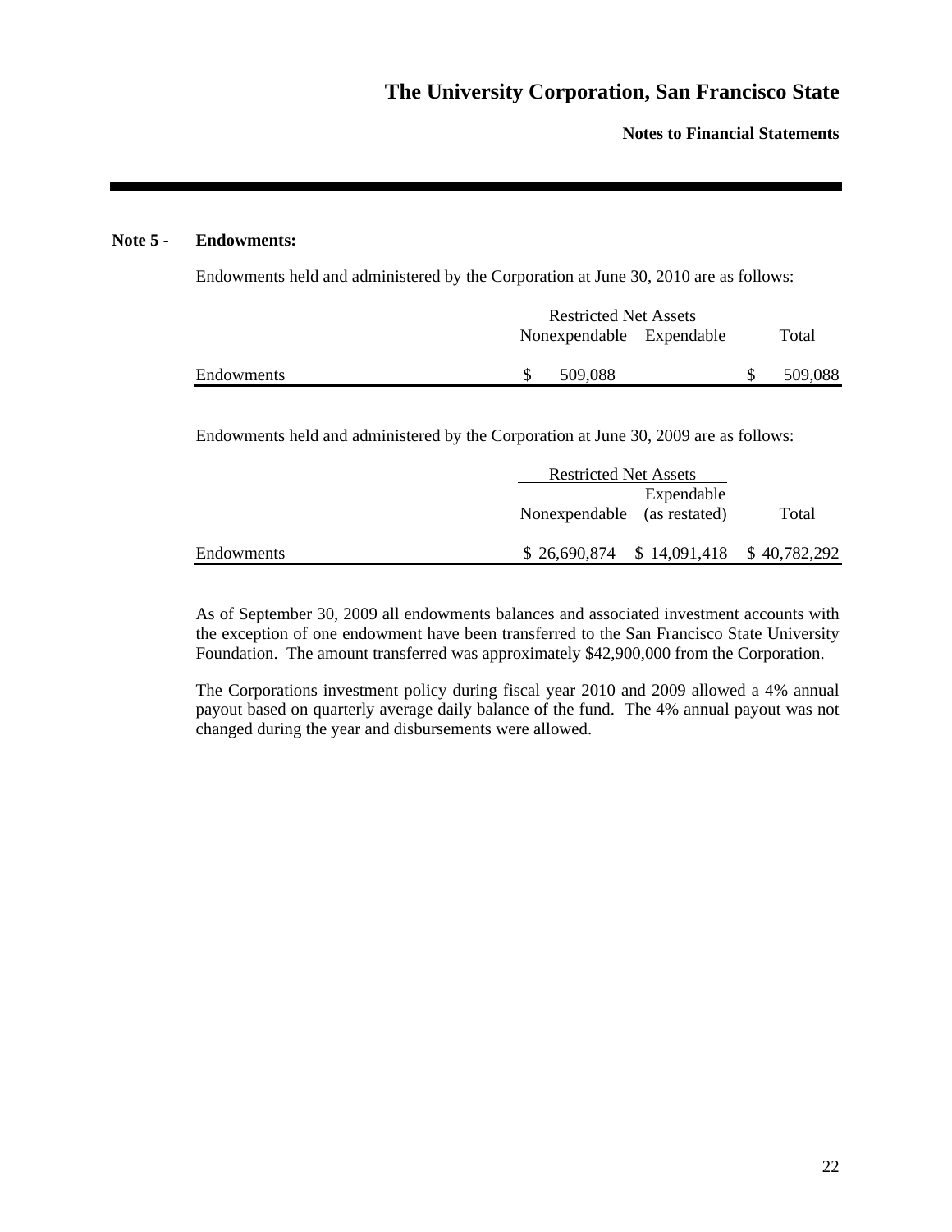## Note 5 - Endowments:

Endowments held and administered by the Corporation at June 30, 2010 are as follows:

| | Restricted Net Assets | | |
|---|---|---|---|
| | Nonexpendable | Expendable | Total |
| Endowments | $ 509,088 | | $ 509,088 |

Endowments held and administered by the Corporation at June 30, 2009 are as follows:

| | Restricted Net Assets | | |
|---|---|---|---|
| | Nonexpendable | Expendable (as restated) | Total |
| Endowments | $ 26,690,874 | $ 14,091,418 | $ 40,782,292 |

As of September 30, 2009 all endowments balances and associated investment accounts with the exception of one endowment have been transferred to the San Francisco State University Foundation. The amount transferred was approximately $42,900,000 from the Corporation.

The Corporations investment policy during fiscal year 2010 and 2009 allowed a 4% annual payout based on quarterly average daily balance of the fund. The 4% annual payout was not changed during the year and disbursements were allowed.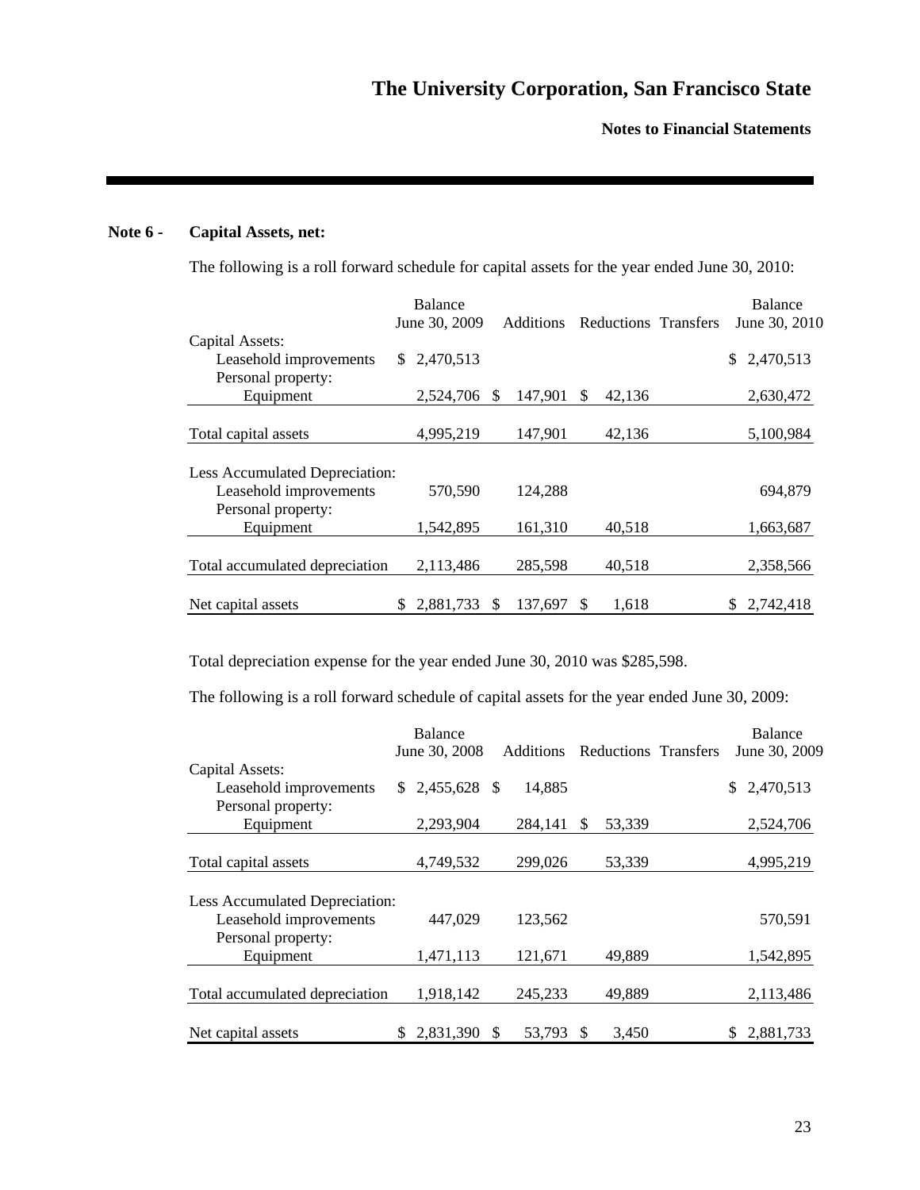## Note 6 - Capital Assets, net:

The following is a roll forward schedule for capital assets for the year ended June 30, 2010:

| | Balance June 30, 2009 | Additions | Reductions | Transfers | Balance June 30, 2010 |
|---|---|---|---|---|---|
| Capital Assets: | | | | | |
| Leasehold improvements | $ 2,470,513 | | | | $ 2,470,513 |
| Personal property: | | | | | |
| Equipment | 2,524,706 | $ 147,901 | $ 42,136 | | 2,630,472 |
| Total capital assets | 4,995,219 | 147,901 | 42,136 | | 5,100,984 |
| Less Accumulated Depreciation: | | | | | |
| Leasehold improvements | 570,590 | 124,288 | | | 694,879 |
| Personal property: | | | | | |
| Equipment | 1,542,895 | 161,310 | 40,518 | | 1,663,687 |
| Total accumulated depreciation | 2,113,486 | 285,598 | 40,518 | | 2,358,566 |
| Net capital assets | $ 2,881,733 | $ 137,697 | $ 1,618 | | $ 2,742,418 |

Total depreciation expense for the year ended June 30, 2010 was $285,598.

The following is a roll forward schedule of capital assets for the year ended June 30, 2009:

| | Balance June 30, 2008 | Additions | Reductions | Transfers | Balance June 30, 2009 |
|---|---|---|---|---|---|
| Capital Assets: | | | | | |
| Leasehold improvements | $ 2,455,628 | $ 14,885 | | | $ 2,470,513 |
| Personal property: | | | | | |
| Equipment | 2,293,904 | 284,141 | $ 53,339 | | 2,524,706 |
| Total capital assets | 4,749,532 | 299,026 | 53,339 | | 4,995,219 |
| Less Accumulated Depreciation: | | | | | |
| Leasehold improvements | 447,029 | 123,562 | | | 570,591 |
| Personal property: | | | | | |
| Equipment | 1,471,113 | 121,671 | 49,889 | | 1,542,895 |
| Total accumulated depreciation | 1,918,142 | 245,233 | 49,889 | | 2,113,486 |
| Net capital assets | $ 2,831,390 | $ 53,793 | $ 3,450 | | $ 2,881,733 |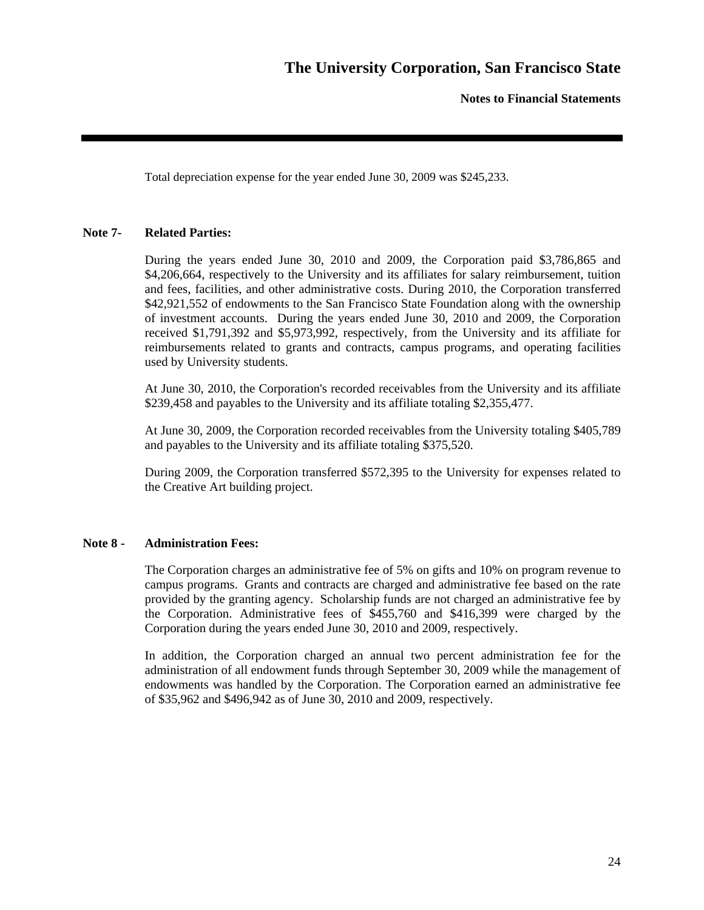Total depreciation expense for the year ended June 30, 2009 was $245,233.

### Note 7- Related Parties:

During the years ended June 30, 2010 and 2009, the Corporation paid $3,786,865 and $4,206,664, respectively to the University and its affiliates for salary reimbursement, tuition and fees, facilities, and other administrative costs. During 2010, the Corporation transferred $42,921,552 of endowments to the San Francisco State Foundation along with the ownership of investment accounts. During the years ended June 30, 2010 and 2009, the Corporation received $1,791,392 and $5,973,992, respectively, from the University and its affiliate for reimbursements related to grants and contracts, campus programs, and operating facilities used by University students.

At June 30, 2010, the Corporation's recorded receivables from the University and its affiliate $239,458 and payables to the University and its affiliate totaling $2,355,477.

At June 30, 2009, the Corporation recorded receivables from the University totaling $405,789 and payables to the University and its affiliate totaling $375,520.

During 2009, the Corporation transferred $572,395 to the University for expenses related to the Creative Art building project.

### Note 8 - Administration Fees:

The Corporation charges an administrative fee of 5% on gifts and 10% on program revenue to campus programs. Grants and contracts are charged and administrative fee based on the rate provided by the granting agency. Scholarship funds are not charged an administrative fee by the Corporation. Administrative fees of $455,760 and $416,399 were charged by the Corporation during the years ended June 30, 2010 and 2009, respectively.

In addition, the Corporation charged an annual two percent administration fee for the administration of all endowment funds through September 30, 2009 while the management of endowments was handled by the Corporation. The Corporation earned an administrative fee of $35,962 and $496,942 as of June 30, 2010 and 2009, respectively.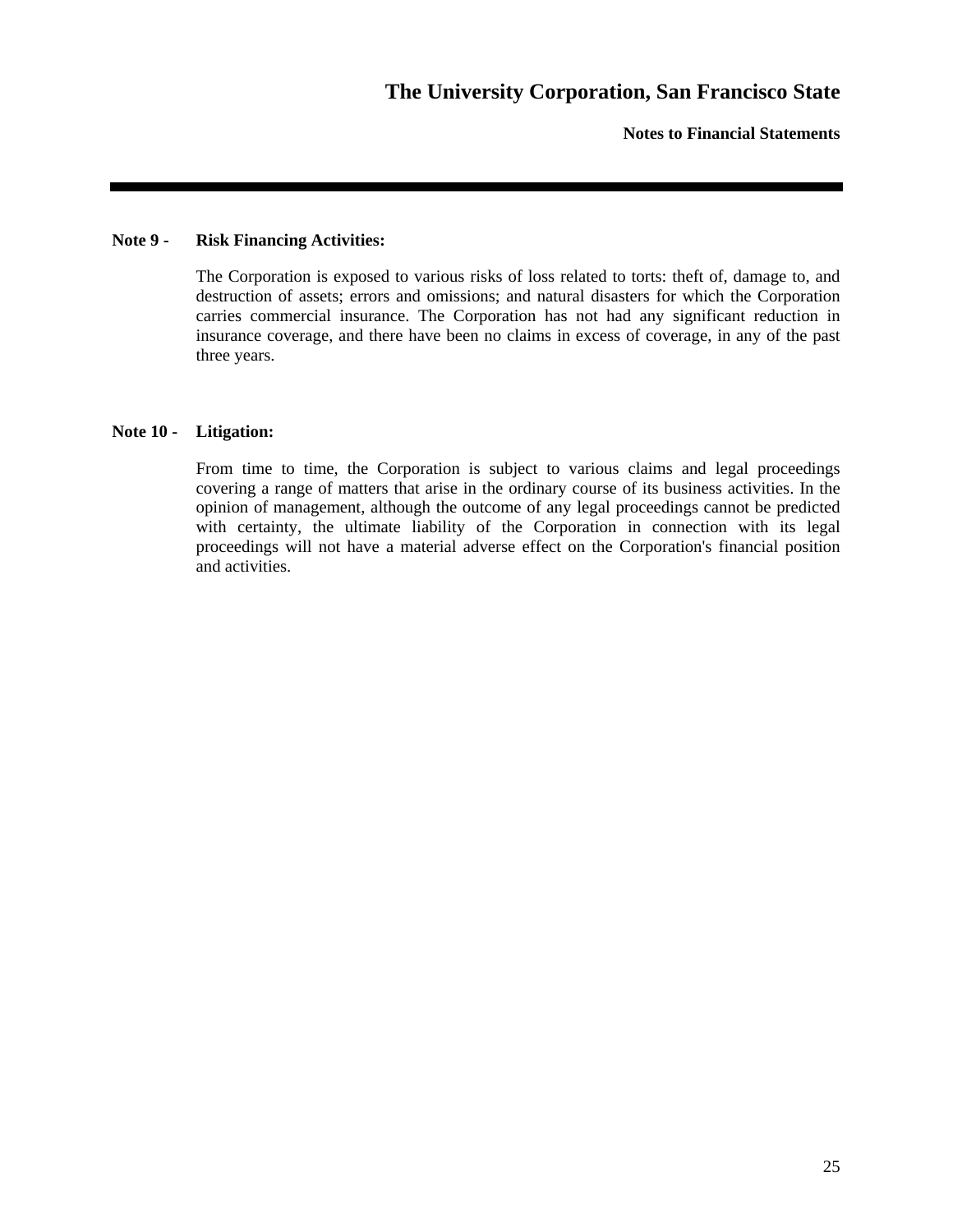### Note 9 - Risk Financing Activities:

The Corporation is exposed to various risks of loss related to torts: theft of, damage to, and destruction of assets; errors and omissions; and natural disasters for which the Corporation carries commercial insurance. The Corporation has not had any significant reduction in insurance coverage, and there have been no claims in excess of coverage, in any of the past three years.

### Note 10 - Litigation:

From time to time, the Corporation is subject to various claims and legal proceedings covering a range of matters that arise in the ordinary course of its business activities. In the opinion of management, although the outcome of any legal proceedings cannot be predicted with certainty, the ultimate liability of the Corporation in connection with its legal proceedings will not have a material adverse effect on the Corporation's financial position and activities.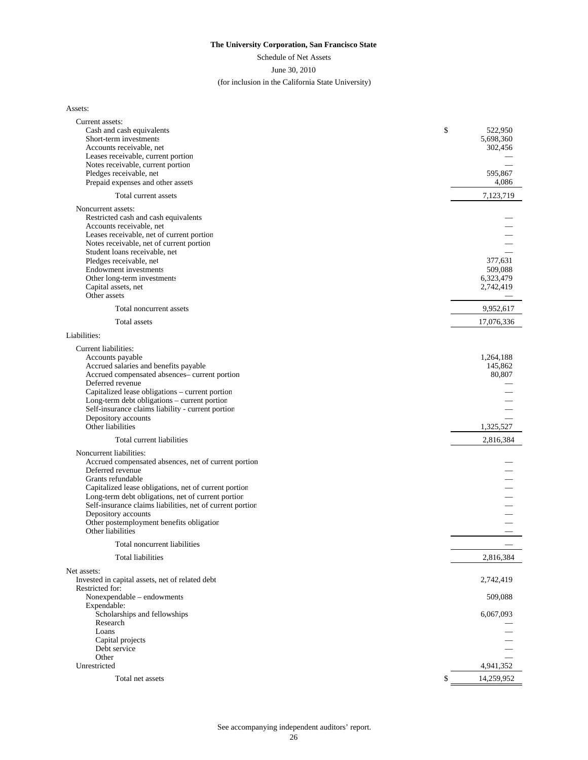**The University Corporation, San Francisco State**

Schedule of Net Assets

June 30, 2010

(for inclusion in the California State University)

| | |
|---|---|
| Assets: | |
| Current assets: | |
| Cash and cash equivalents | $ 522,950 |
| Short-term investments | 5,698,360 |
| Accounts receivable, net | 302,456 |
| Leases receivable, current portion | — |
| Notes receivable, current portion | — |
| Pledges receivable, net | 595,867 |
| Prepaid expenses and other assets | 4,086 |
| Total current assets | 7,123,719 |
| Noncurrent assets: | |
| Restricted cash and cash equivalents | — |
| Accounts receivable, net | — |
| Leases receivable, net of current portion | — |
| Notes receivable, net of current portion | — |
| Student loans receivable, net | — |
| Pledges receivable, net | 377,631 |
| Endowment investments | 509,088 |
| Other long-term investments | 6,323,479 |
| Capital assets, net | 2,742,419 |
| Other assets | — |
| Total noncurrent assets | 9,952,617 |
| Total assets | 17,076,336 |
| Liabilities: | |
| Current liabilities: | |
| Accounts payable | 1,264,188 |
| Accrued salaries and benefits payable | 145,862 |
| Accrued compensated absences– current portion | 80,807 |
| Deferred revenue | — |
| Capitalized lease obligations – current portion | — |
| Long-term debt obligations – current portion | — |
| Self-insurance claims liability - current portion | — |
| Depository accounts | — |
| Other liabilities | 1,325,527 |
| Total current liabilities | 2,816,384 |
| Noncurrent liabilities: | |
| Accrued compensated absences, net of current portion | — |
| Deferred revenue | — |
| Grants refundable | — |
| Capitalized lease obligations, net of current portion | — |
| Long-term debt obligations, net of current portion | — |
| Self-insurance claims liabilities, net of current portion | — |
| Depository accounts | — |
| Other postemployment benefits obligation | — |
| Other liabilities | — |
| Total noncurrent liabilities | — |
| Total liabilities | 2,816,384 |
| Net assets: | |
| Invested in capital assets, net of related debt | 2,742,419 |
| Restricted for: | |
| Nonexpendable – endowments | 509,088 |
| Expendable: | |
| Scholarships and fellowships | 6,067,093 |
| Research | — |
| Loans | — |
| Capital projects | — |
| Debt service | — |
| Other | — |
| Unrestricted | 4,941,352 |
| Total net assets | $ 14,259,952 |

See accompanying independent auditors' report.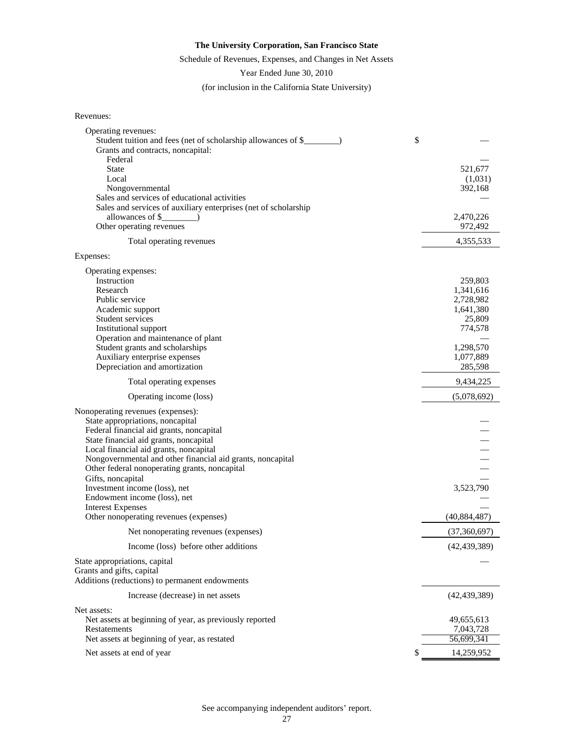**The University Corporation, San Francisco State**

Schedule of Revenues, Expenses, and Changes in Net Assets

Year Ended June 30, 2010

(for inclusion in the California State University)

| | |
|---|---|
| Revenues: | |
| Operating revenues: | |
| Student tuition and fees (net of scholarship allowances of $________) | $ — |
| Grants and contracts, noncapital: | |
| Federal | — |
| State | 521,677 |
| Local | (1,031) |
| Nongovernmental | 392,168 |
| Sales and services of educational activities | — |
| Sales and services of auxiliary enterprises (net of scholarship allowances of $________) | 2,470,226 |
| Other operating revenues | 972,492 |
| Total operating revenues | 4,355,533 |
| Expenses: | |
| Operating expenses: | |
| Instruction | 259,803 |
| Research | 1,341,616 |
| Public service | 2,728,982 |
| Academic support | 1,641,380 |
| Student services | 25,809 |
| Institutional support | 774,578 |
| Operation and maintenance of plant | — |
| Student grants and scholarships | 1,298,570 |
| Auxiliary enterprise expenses | 1,077,889 |
| Depreciation and amortization | 285,598 |
| Total operating expenses | 9,434,225 |
| Operating income (loss) | (5,078,692) |
| Nonoperating revenues (expenses): | |
| State appropriations, noncapital | — |
| Federal financial aid grants, noncapital | — |
| State financial aid grants, noncapital | — |
| Local financial aid grants, noncapital | — |
| Nongovernmental and other financial aid grants, noncapital | — |
| Other federal nonoperating grants, noncapital | — |
| Gifts, noncapital | — |
| Investment income (loss), net | 3,523,790 |
| Endowment income (loss), net | — |
| Interest Expenses | — |
| Other nonoperating revenues (expenses) | (40,884,487) |
| Net nonoperating revenues (expenses) | (37,360,697) |
| Income (loss) before other additions | (42,439,389) |
| State appropriations, capital | — |
| Grants and gifts, capital | |
| Additions (reductions) to permanent endowments | |
| Increase (decrease) in net assets | (42,439,389) |
| Net assets: | |
| Net assets at beginning of year, as previously reported | 49,655,613 |
| Restatements | 7,043,728 |
| Net assets at beginning of year, as restated | 56,699,341 |
| Net assets at end of year | $ 14,259,952 |

See accompanying independent auditors' report.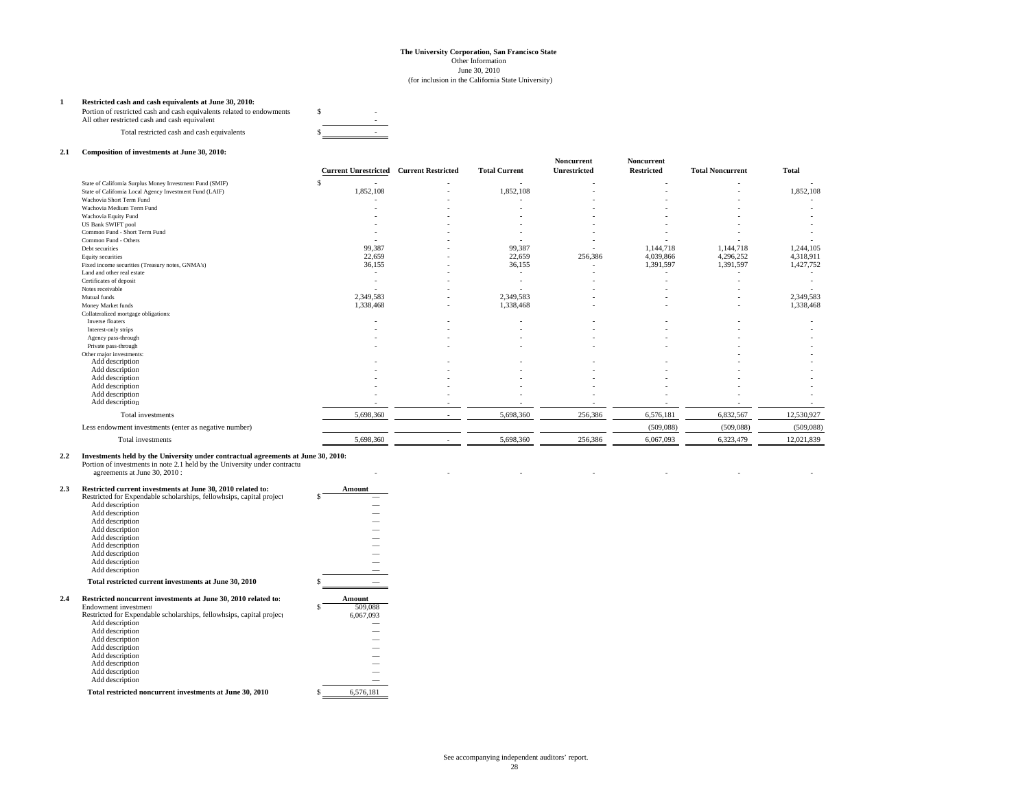**The University Corporation, San Francisco State**
Other Information
June 30, 2010
(for inclusion in the California State University)

**1 Restricted cash and cash equivalents at June 30, 2010:**

| | |
|---|---|
| Portion of restricted cash and cash equivalents related to endowments | $ - |
| All other restricted cash and cash equivalent | - |
| Total restricted cash and cash equivalents | $ - |

**2.1 Composition of investments at June 30, 2010:**

| | Current Unrestricted | Current Restricted | Total Current | Noncurrent Unrestricted | Noncurrent Restricted | Total Noncurrent | Total |
|---|---|---|---|---|---|---|---|
| State of California Surplus Money Investment Fund (SMIF) | $ - | - | - | - | - | - | - |
| State of California Local Agency Investment Fund (LAIF) | 1,852,108 | - | 1,852,108 | - | - | - | 1,852,108 |
| Wachovia Short Term Fund | - | - | - | - | - | - | - |
| Wachovia Medium Term Fund | - | - | - | - | - | - | - |
| Wachovia Equity Fund | - | - | - | - | - | - | - |
| US Bank SWIFT pool | - | - | - | - | - | - | - |
| Common Fund - Short Term Fund | - | - | - | - | - | - | - |
| Common Fund - Others | - | - | - | - | - | - | - |
| Debt securities | 99,387 | - | 99,387 | - | 1,144,718 | 1,144,718 | 1,244,105 |
| Equity securities | 22,659 | - | 22,659 | 256,386 | 4,039,866 | 4,296,252 | 4,318,911 |
| Fixed income securities (Treasury notes, GNMA's) | 36,155 | - | 36,155 | - | 1,391,597 | 1,391,597 | 1,427,752 |
| Land and other real estate | - | - | - | - | - | - | - |
| Certificates of deposit | - | - | - | - | - | - | - |
| Notes receivable | - | - | - | - | - | - | - |
| Mutual funds | 2,349,583 | - | 2,349,583 | - | - | - | 2,349,583 |
| Money Market funds | 1,338,468 | - | 1,338,468 | - | - | - | 1,338,468 |
| Collateralized mortgage obligations: | | | | | | | |
| Inverse floaters | - | - | - | - | - | - | - |
| Interest-only strips | - | - | - | - | - | - | - |
| Agency pass-through | - | - | - | - | - | - | - |
| Private pass-through | - | - | - | - | - | - | - |
| Other major investments: | | | | | | | - |
| Add description | - | - | - | - | - | - | - |
| Add description | - | - | - | - | - | - | - |
| Add description | - | - | - | - | - | - | - |
| Add description | - | - | - | - | - | - | - |
| Add description | - | - | - | - | - | - | - |
| Add description | - | - | - | - | - | - | - |
| Total investments | 5,698,360 | - | 5,698,360 | 256,386 | 6,576,181 | 6,832,567 | 12,530,927 |
| Less endowment investments (enter as negative number) | | | | | (509,088) | (509,088) | (509,088) |
| Total investments | 5,698,360 | - | 5,698,360 | 256,386 | 6,067,093 | 6,323,479 | 12,021,839 |

**2.2 Investments held by the University under contractual agreements at June 30, 2010:**

| | | | | | | | |
|---|---|---|---|---|---|---|---|
| Portion of investments in note 2.1 held by the University under contractu agreements at June 30, 2010 : | - | - | - | - | - | - | - |

**2.3 Restricted current investments at June 30, 2010 related to:**

| | Amount |
|---|---|
| Restricted for Expendable scholarships, fellowhsips, capital project | $ — |
| Add description | — |
| Add description | — |
| Add description | — |
| Add description | — |
| Add description | — |
| Add description | — |
| Add description | — |
| Add description | — |
| Add description | — |
| **Total restricted current investments at June 30, 2010** | $ — |

**2.4 Restricted noncurrent investments at June 30, 2010 related to:**

| | Amount |
|---|---|
| Endowment investment | $ 509,088 |
| Restricted for Expendable scholarships, fellowhsips, capital project | 6,067,093 |
| Add description | — |
| Add description | — |
| Add description | — |
| Add description | — |
| Add description | — |
| Add description | — |
| Add description | — |
| Add description | — |
| **Total restricted noncurrent investments at June 30, 2010** | $ 6,576,181 |

See accompanying independent auditors' report.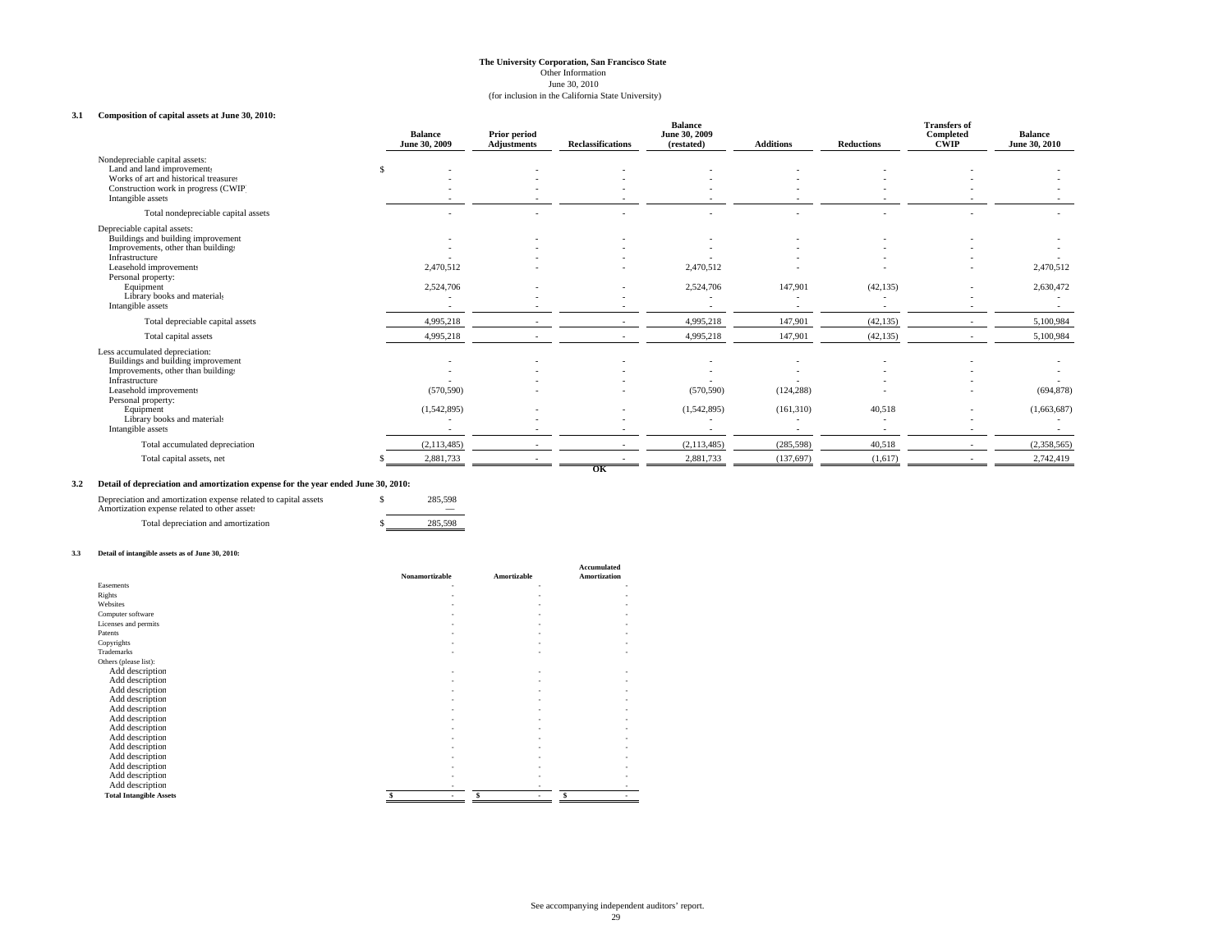**The University Corporation, San Francisco State**
Other Information
June 30, 2010
(for inclusion in the California State University)

**3.1 Composition of capital assets at June 30, 2010:**

| | Balance June 30, 2009 | Prior period Adjustments | Reclassifications | Balance June 30, 2009 (restated) | Additions | Reductions | Transfers of Completed CWIP | Balance June 30, 2010 |
|---|---|---|---|---|---|---|---|---|
| Nondepreciable capital assets: | | | | | | | | |
| Land and land improvements | $ - | - | - | - | - | - | - | - |
| Works of art and historical treasures | - | - | - | - | - | - | - | - |
| Construction work in progress (CWIP) | - | - | - | - | - | - | - | - |
| Intangible assets | - | - | - | - | - | - | - | - |
| Total nondepreciable capital assets | - | - | - | - | - | - | - | - |
| Depreciable capital assets: | | | | | | | | |
| Buildings and building improvement | - | - | - | - | - | - | - | - |
| Improvements, other than buildings | - | - | - | - | - | - | - | - |
| Infrastructure | - | - | - | - | - | - | - | - |
| Leasehold improvements | 2,470,512 | - | - | 2,470,512 | - | - | - | 2,470,512 |
| Personal property: | | | | | | | | |
| Equipment | 2,524,706 | - | - | 2,524,706 | 147,901 | (42,135) | - | 2,630,472 |
| Library books and materials | - | - | - | - | - | - | - | - |
| Intangible assets | - | - | - | - | - | - | - | - |
| Total depreciable capital assets | 4,995,218 | - | - | 4,995,218 | 147,901 | (42,135) | - | 5,100,984 |
| Total capital assets | 4,995,218 | - | - | 4,995,218 | 147,901 | (42,135) | - | 5,100,984 |
| Less accumulated depreciation: | | | | | | | | |
| Buildings and building improvement | - | - | - | - | - | - | - | - |
| Improvements, other than buildings | - | - | - | - | - | - | - | - |
| Infrastructure | - | - | - | - | - | - | - | - |
| Leasehold improvements | (570,590) | - | - | (570,590) | (124,288) | - | - | (694,878) |
| Personal property: | | | | | | | | |
| Equipment | (1,542,895) | - | - | (1,542,895) | (161,310) | 40,518 | - | (1,663,687) |
| Library books and materials | - | - | - | - | - | - | - | - |
| Intangible assets | - | - | - | - | - | - | - | - |
| Total accumulated depreciation | (2,113,485) | - | - | (2,113,485) | (285,598) | 40,518 | - | (2,358,565) |
| Total capital assets, net | $ 2,881,733 | - | - | 2,881,733 | (137,697) | (1,617) | - | 2,742,419 |
| | | | OK | | | | | |

**3.2 Detail of depreciation and amortization expense for the year ended June 30, 2010:**

| | |
|---|---|
| Depreciation and amortization expense related to capital assets | $ 285,598 |
| Amortization expense related to other assets | — |
| Total depreciation and amortization | $ 285,598 |

**3.3 Detail of intangible assets as of June 30, 2010:**

| | Nonamortizable | Amortizable | Accumulated Amortization |
|---|---|---|---|
| Easements | - | - | - |
| Rights | - | - | - |
| Websites | - | - | - |
| Computer software | - | - | - |
| Licenses and permits | - | - | - |
| Patents | - | - | - |
| Copyrights | - | - | - |
| Trademarks | - | - | - |
| Others (please list): | | | |
| Add description | - | - | - |
| Add description | - | - | - |
| Add description | - | - | - |
| Add description | - | - | - |
| Add description | - | - | - |
| Add description | - | - | - |
| Add description | - | - | - |
| Add description | - | - | - |
| Add description | - | - | - |
| Add description | - | - | - |
| Add description | - | - | - |
| Add description | - | - | - |
| Add description | - | - | - |
| **Total Intangible Assets** | $ - | $ - | $ - |

See accompanying independent auditors' report.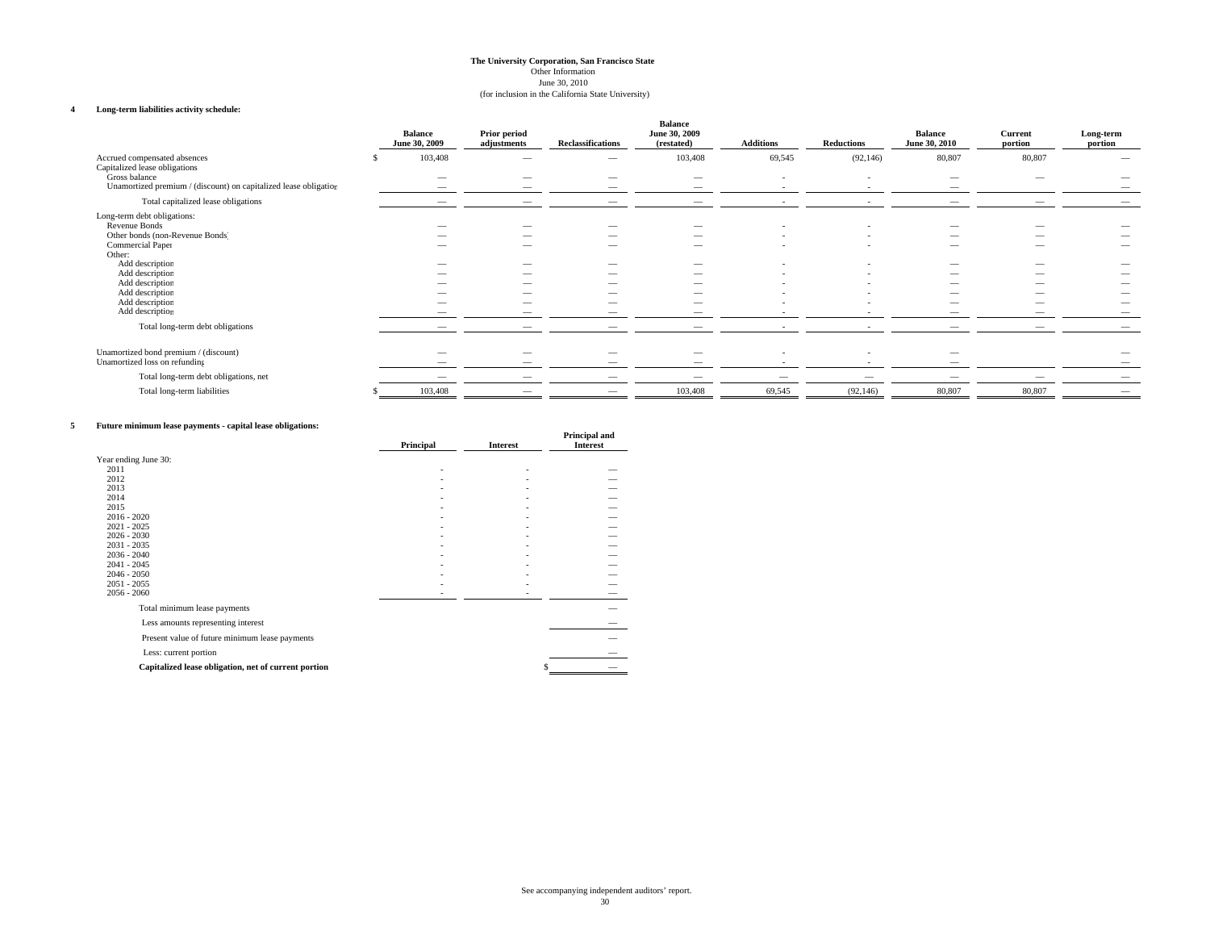**The University Corporation, San Francisco State**
Other Information
June 30, 2010
(for inclusion in the California State University)

**4 Long-term liabilities activity schedule:**

| | Balance June 30, 2009 | Prior period adjustments | Reclassifications | Balance June 30, 2009 (restated) | Additions | Reductions | Balance June 30, 2010 | Current portion | Long-term portion |
|---|---|---|---|---|---|---|---|---|---|
| Accrued compensated absences | $ 103,408 | — | — | 103,408 | 69,545 | (92,146) | 80,807 | 80,807 | — |
| Capitalized lease obligations | | | | | | | | | |
| Gross balance | — | — | — | — | - | - | — | — | — |
| Unamortized premium / (discount) on capitalized lease obligation | — | — | — | — | - | - | — | | — |
| Total capitalized lease obligations | — | — | — | — | - | - | — | — | — |
| Long-term debt obligations: | | | | | | | | | |
| Revenue Bonds | — | — | — | — | - | - | — | — | — |
| Other bonds (non-Revenue Bonds) | — | — | — | — | - | - | — | — | — |
| Commercial Paper | — | — | — | — | - | - | — | — | — |
| Other: | | | | | | | | | |
| Add description | — | — | — | — | - | - | — | — | — |
| Add description | — | — | — | — | - | - | — | — | — |
| Add description | — | — | — | — | - | - | — | — | — |
| Add description | — | — | — | — | - | - | — | — | — |
| Add description | — | — | — | — | - | - | — | — | — |
| Add description | — | — | — | — | - | - | — | — | — |
| Total long-term debt obligations | — | — | — | — | - | - | — | — | — |
| Unamortized bond premium / (discount) | — | — | — | — | - | - | — | | — |
| Unamortized loss on refunding | — | — | — | — | - | - | — | | — |
| Total long-term debt obligations, net | — | — | — | — | — | — | — | — | — |
| Total long-term liabilities | $ 103,408 | — | — | 103,408 | 69,545 | (92,146) | 80,807 | 80,807 | — |

**5 Future minimum lease payments - capital lease obligations:**

| | Principal | Interest | Principal and Interest |
|---|---|---|---|
| Year ending June 30: | | | |
| 2011 | - | - | — |
| 2012 | - | - | — |
| 2013 | - | - | — |
| 2014 | - | - | — |
| 2015 | - | - | — |
| 2016 - 2020 | - | - | — |
| 2021 - 2025 | - | - | — |
| 2026 - 2030 | - | - | — |
| 2031 - 2035 | - | - | — |
| 2036 - 2040 | - | - | — |
| 2041 - 2045 | - | - | — |
| 2046 - 2050 | - | - | — |
| 2051 - 2055 | - | - | — |
| 2056 - 2060 | - | - | — |
| Total minimum lease payments | | | — |
| Less amounts representing interest | | | — |
| Present value of future minimum lease payments | | | — |
| Less: current portion | | | — |
| **Capitalized lease obligation, net of current portion** | | | $ — |

See accompanying independent auditors' report.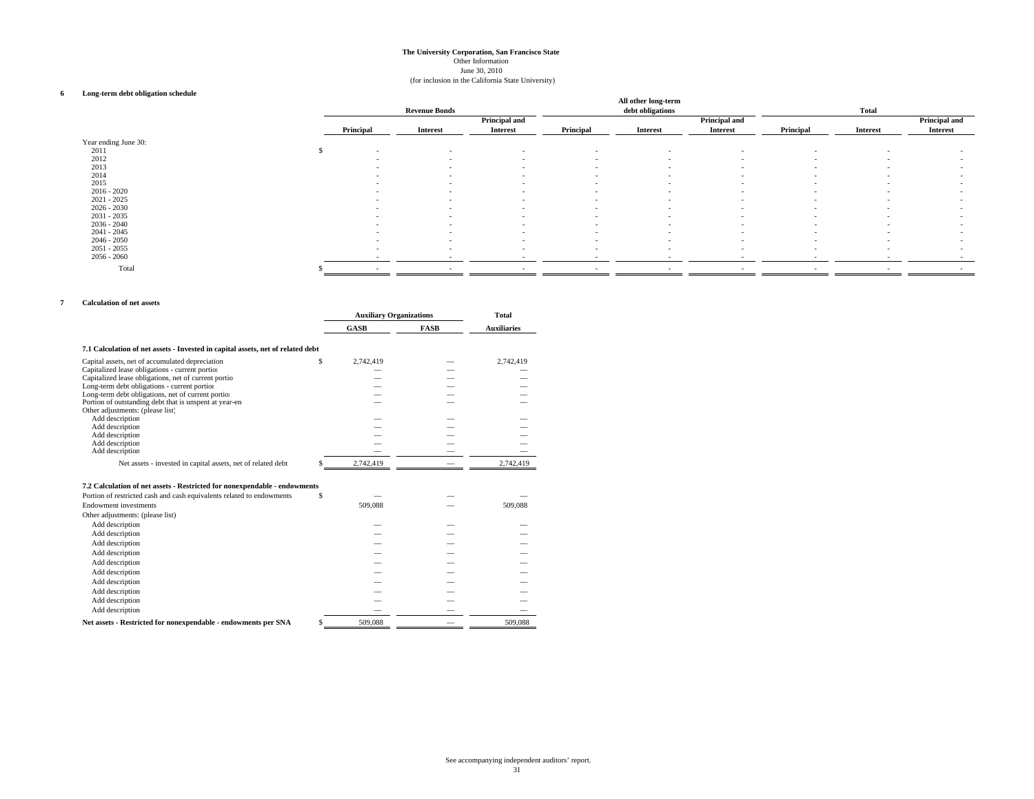The University Corporation, San Francisco State
Other Information
June 30, 2010
(for inclusion in the California State University)

**6 Long-term debt obligation schedule**

| | Revenue Bonds | | | All other long-term debt obligations | | | Total | | |
|---|---|---|---|---|---|---|---|---|---|
| | Principal | Interest | Principal and Interest | Principal | Interest | Principal and Interest | Principal | Interest | Principal and Interest |
| Year ending June 30: | | | | | | | | | |
| 2011 | $ - | - | - | - | - | - | - | - | - |
| 2012 | - | - | - | - | - | - | - | - | - |
| 2013 | - | - | - | - | - | - | - | - | - |
| 2014 | - | - | - | - | - | - | - | - | - |
| 2015 | - | - | - | - | - | - | - | - | - |
| 2016 - 2020 | - | - | - | - | - | - | - | - | - |
| 2021 - 2025 | - | - | - | - | - | - | - | - | - |
| 2026 - 2030 | - | - | - | - | - | - | - | - | - |
| 2031 - 2035 | - | - | - | - | - | - | - | - | - |
| 2036 - 2040 | - | - | - | - | - | - | - | - | - |
| 2041 - 2045 | - | - | - | - | - | - | - | - | - |
| 2046 - 2050 | - | - | - | - | - | - | - | - | - |
| 2051 - 2055 | - | - | - | - | - | - | - | - | - |
| 2056 - 2060 | - | - | - | - | - | - | - | - | - |
| Total | $ - | - | - | - | - | - | - | - | - |

**7 Calculation of net assets**

| | Auxiliary Organizations | | Total |
|---|---|---|---|
| | GASB | FASB | Auxiliaries |
| **7.1 Calculation of net assets - Invested in capital assets, net of related debt** | | | |
| Capital assets, net of accumulated depreciation | $ 2,742,419 | — | 2,742,419 |
| Capitalized lease obligations - current portion | — | — | — |
| Capitalized lease obligations, net of current portion | — | — | — |
| Long-term debt obligations - current portion | — | — | — |
| Long-term debt obligations, net of current portion | — | — | — |
| Portion of outstanding debt that is unspent at year-end | — | — | — |
| Other adjustments: (please list) | | | |
| Add description | — | — | — |
| Add description | — | — | — |
| Add description | — | — | — |
| Add description | — | — | — |
| Add description | — | — | — |
| Net assets - invested in capital assets, net of related debt | $ 2,742,419 | — | 2,742,419 |
| **7.2 Calculation of net assets - Restricted for nonexpendable - endowments** | | | |
| Portion of restricted cash and cash equivalents related to endowments | $ — | — | — |
| Endowment investments | 509,088 | — | 509,088 |
| Other adjustments: (please list) | | | |
| Add description | — | — | — |
| Add description | — | — | — |
| Add description | — | — | — |
| Add description | — | — | — |
| Add description | — | — | — |
| Add description | — | — | — |
| Add description | — | — | — |
| Add description | — | — | — |
| Add description | — | — | — |
| Add description | — | — | — |
| **Net assets - Restricted for nonexpendable - endowments per SNA** | $ 509,088 | — | 509,088 |

See accompanying independent auditors' report.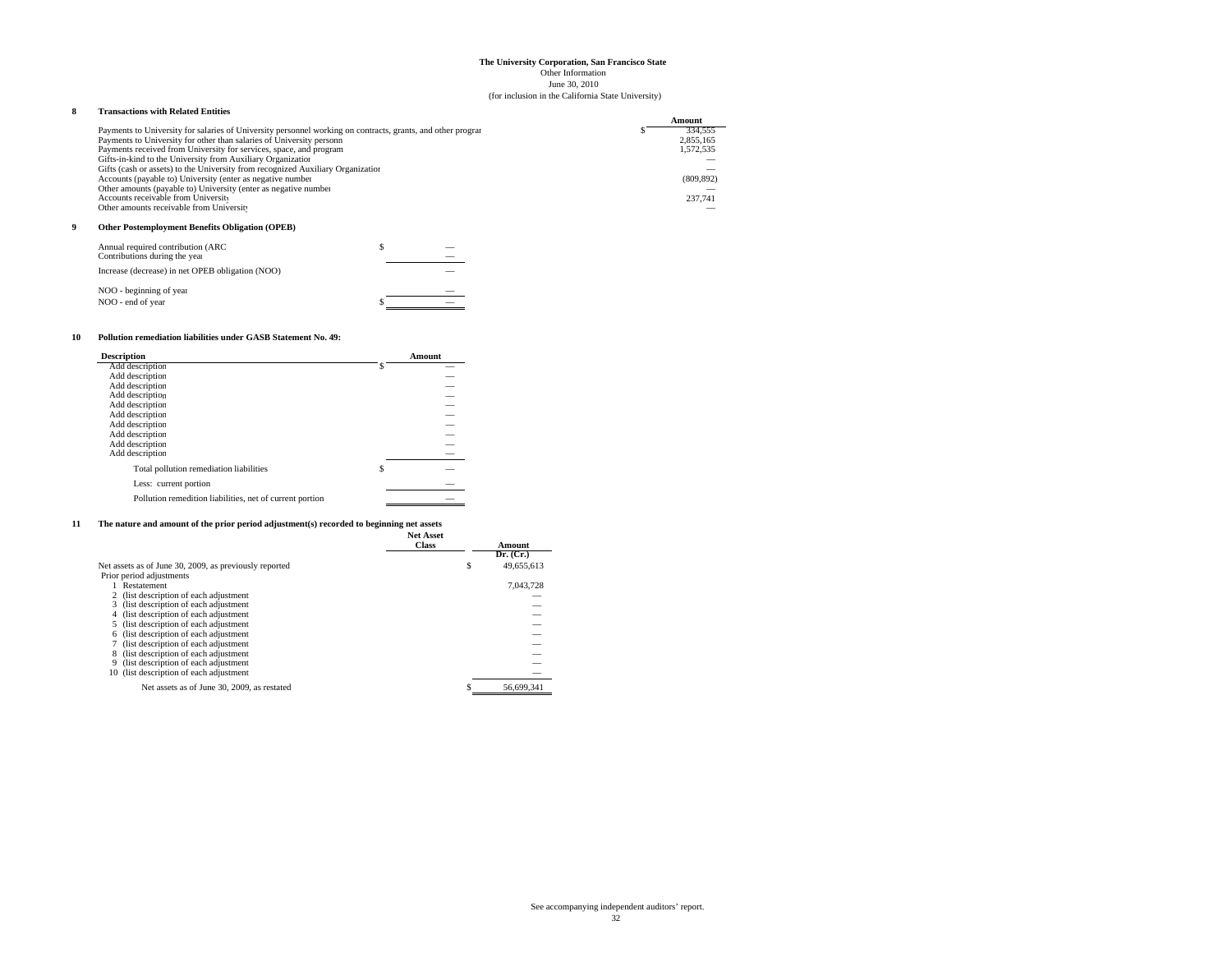**The University Corporation, San Francisco State**
Other Information
June 30, 2010
(for inclusion in the California State University)

**8 Transactions with Related Entities**

| | Amount |
|---|---|
| Payments to University for salaries of University personnel working on contracts, grants, and other prograr | $ 334,555 |
| Payments to University for other than salaries of University personn | 2,855,165 |
| Payments received from University for services, space, and program | 1,572,535 |
| Gifts-in-kind to the University from Auxiliary Organizatior | — |
| Gifts (cash or assets) to the University from recognized Auxiliary Organizatior | — |
| Accounts (payable to) University (enter as negative number | (809,892) |
| Other amounts (payable to) University (enter as negative number | — |
| Accounts receivable from University | 237,741 |
| Other amounts receivable from University | — |

**9 Other Postemployment Benefits Obligation (OPEB)**

| | |
|---|---|
| Annual required contribution (ARC | $ — |
| Contributions during the year | — |
| Increase (decrease) in net OPEB obligation (NOO) | — |
| NOO - beginning of year | — |
| NOO - end of year | $ — |

**10 Pollution remediation liabilities under GASB Statement No. 49:**

| Description | Amount |
|---|---|
| Add description | $ — |
| Add description | — |
| Add description | — |
| Add description | — |
| Add description | — |
| Add description | — |
| Add description | — |
| Add description | — |
| Add description | — |
| Add description | — |
| Total pollution remediation liabilities | $ — |
| Less: current portion | — |
| Pollution remedition liabilities, net of current portion | — |

**11 The nature and amount of the prior period adjustment(s) recorded to beginning net assets**

| | Net Asset Class | Amount Dr. (Cr.) |
|---|---|---|
| Net assets as of June 30, 2009, as previously reported | | $ 49,655,613 |
| Prior period adjustments | | |
| 1 Restatement | | 7,043,728 |
| 2 (list description of each adjustment | | — |
| 3 (list description of each adjustment | | — |
| 4 (list description of each adjustment | | — |
| 5 (list description of each adjustment | | — |
| 6 (list description of each adjustment | | — |
| 7 (list description of each adjustment | | — |
| 8 (list description of each adjustment | | — |
| 9 (list description of each adjustment | | — |
| 10 (list description of each adjustment | | — |
| Net assets as of June 30, 2009, as restated | | $ 56,699,341 |

See accompanying independent auditors' report.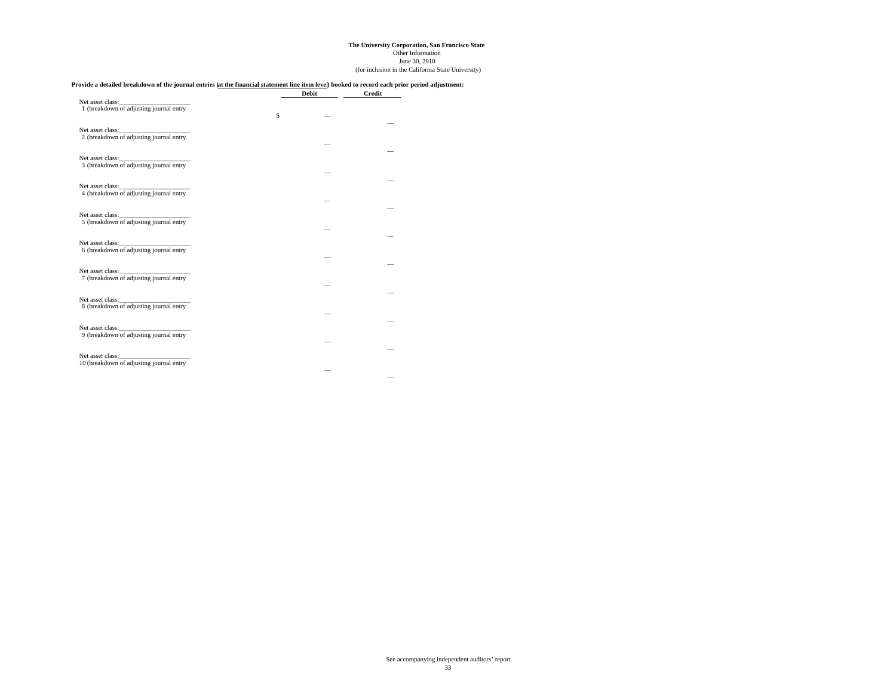**The University Corporation, San Francisco State**
Other Information
June 30, 2010
(for inclusion in the California State University)

**Provide a detailed breakdown of the journal entries (at the financial statement line item level) booked to record each prior period adjustment:**

| | Debit | Credit |
|---|---|---|
| Net asset class:______________________ | | |
| 1 (breakdown of adjusting journal entry | | |
| | $ — | |
| | | — |
| Net asset class:______________________ | | |
| 2 (breakdown of adjusting journal entry | | |
| | — | |
| | | — |
| Net asset class:______________________ | | |
| 3 (breakdown of adjusting journal entry | | |
| | — | |
| | | — |
| Net asset class:______________________ | | |
| 4 (breakdown of adjusting journal entry | | |
| | — | |
| | | — |
| Net asset class:______________________ | | |
| 5 (breakdown of adjusting journal entry | | |
| | — | |
| | | — |
| Net asset class:______________________ | | |
| 6 (breakdown of adjusting journal entry | | |
| | — | |
| | | — |
| Net asset class:______________________ | | |
| 7 (breakdown of adjusting journal entry | | |
| | — | |
| | | — |
| Net asset class:______________________ | | |
| 8 (breakdown of adjusting journal entry | | |
| | — | |
| | | — |
| Net asset class:______________________ | | |
| 9 (breakdown of adjusting journal entry | | |
| | — | |
| | | — |
| Net asset class:______________________ | | |
| 10 (breakdown of adjusting journal entry | | |
| | — | |
| | | — |

See accompanying independent auditors' report.